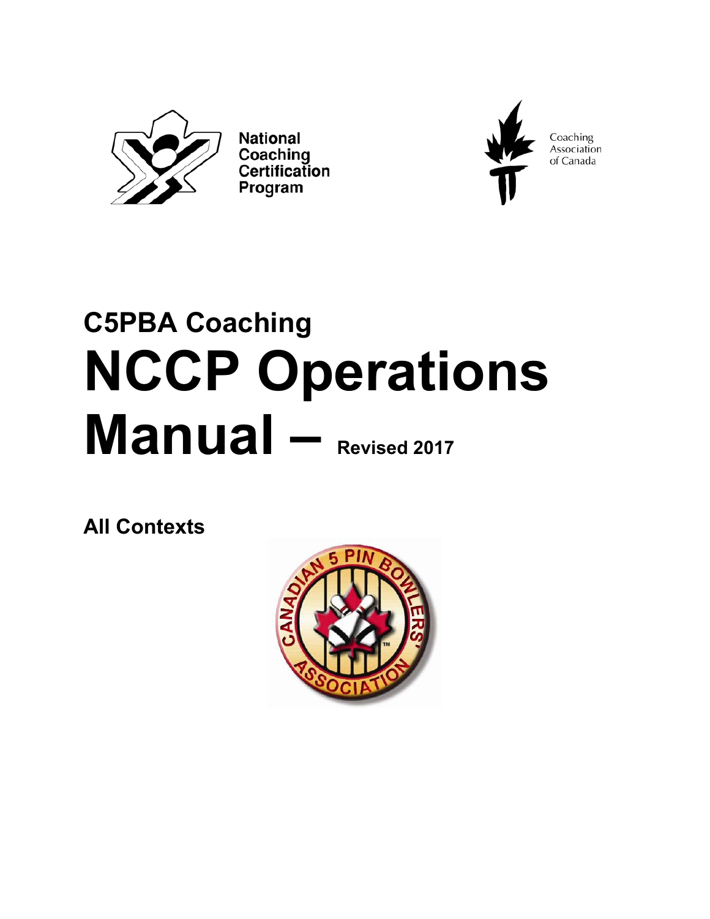National Coaching Certification Program

Coaching Association of Canada

# C5PBA Coaching NCCP Operations Manual – Revised 2017

## All Contexts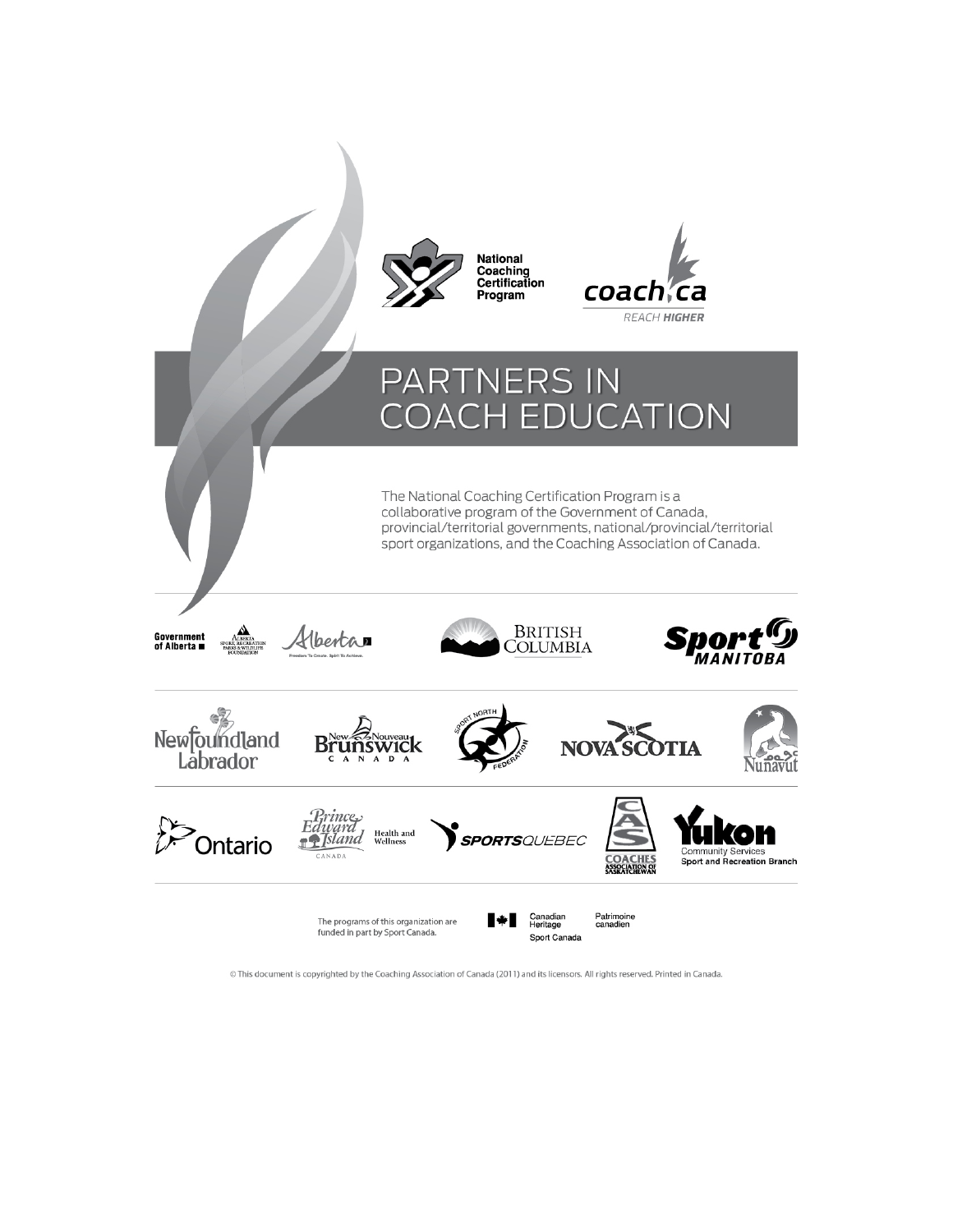National Coaching Certification Program

coach.ca
REACH HIGHER

# PARTNERS IN COACH EDUCATION

The National Coaching Certification Program is a collaborative program of the Government of Canada, provincial/territorial governments, national/provincial/territorial sport organizations, and the Coaching Association of Canada.

Government of Alberta | Alberta Sport, Recreation, Parks & Wildlife Foundation | Alberta | British Columbia | Sport Manitoba

Newfoundland Labrador | New Brunswick / Nouveau Brunswick Canada | Sport North Federation | Nova Scotia | Nunavut

Ontario | Prince Edward Island Canada Health and Wellness | SportsQuébec | Coaches Association of Saskatchewan | Yukon Community Services Sport and Recreation Branch

The programs of this organization are funded in part by Sport Canada.

Canadian Heritage / Patrimoine canadien
Sport Canada

© This document is copyrighted by the Coaching Association of Canada (2011) and its licensors. All rights reserved. Printed in Canada.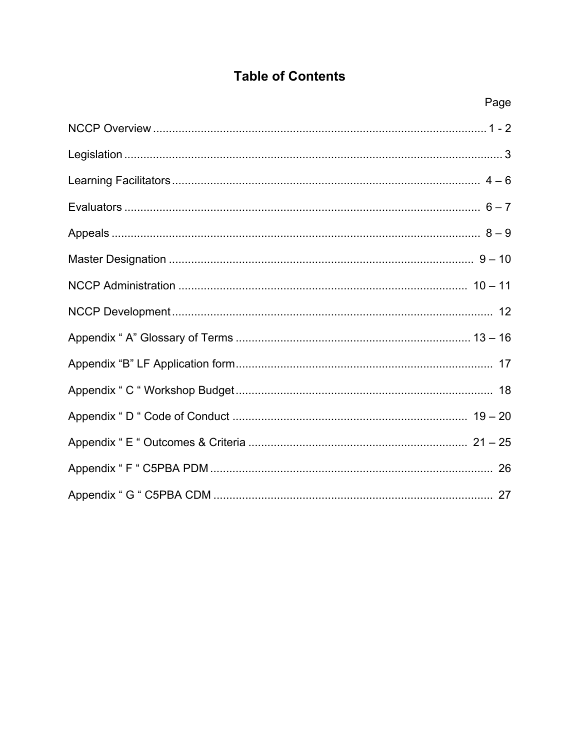# Table of Contents

| | Page |
|---|---|
| NCCP Overview | 1 - 2 |
| Legislation | 3 |
| Learning Facilitators | 4 – 6 |
| Evaluators | 6 – 7 |
| Appeals | 8 – 9 |
| Master Designation | 9 – 10 |
| NCCP Administration | 10 – 11 |
| NCCP Development | 12 |
| Appendix " A" Glossary of Terms | 13 – 16 |
| Appendix "B" LF Application form | 17 |
| Appendix " C " Workshop Budget | 18 |
| Appendix " D " Code of Conduct | 19 – 20 |
| Appendix " E " Outcomes & Criteria | 21 – 25 |
| Appendix " F " C5PBA PDM | 26 |
| Appendix " G " C5PBA CDM | 27 |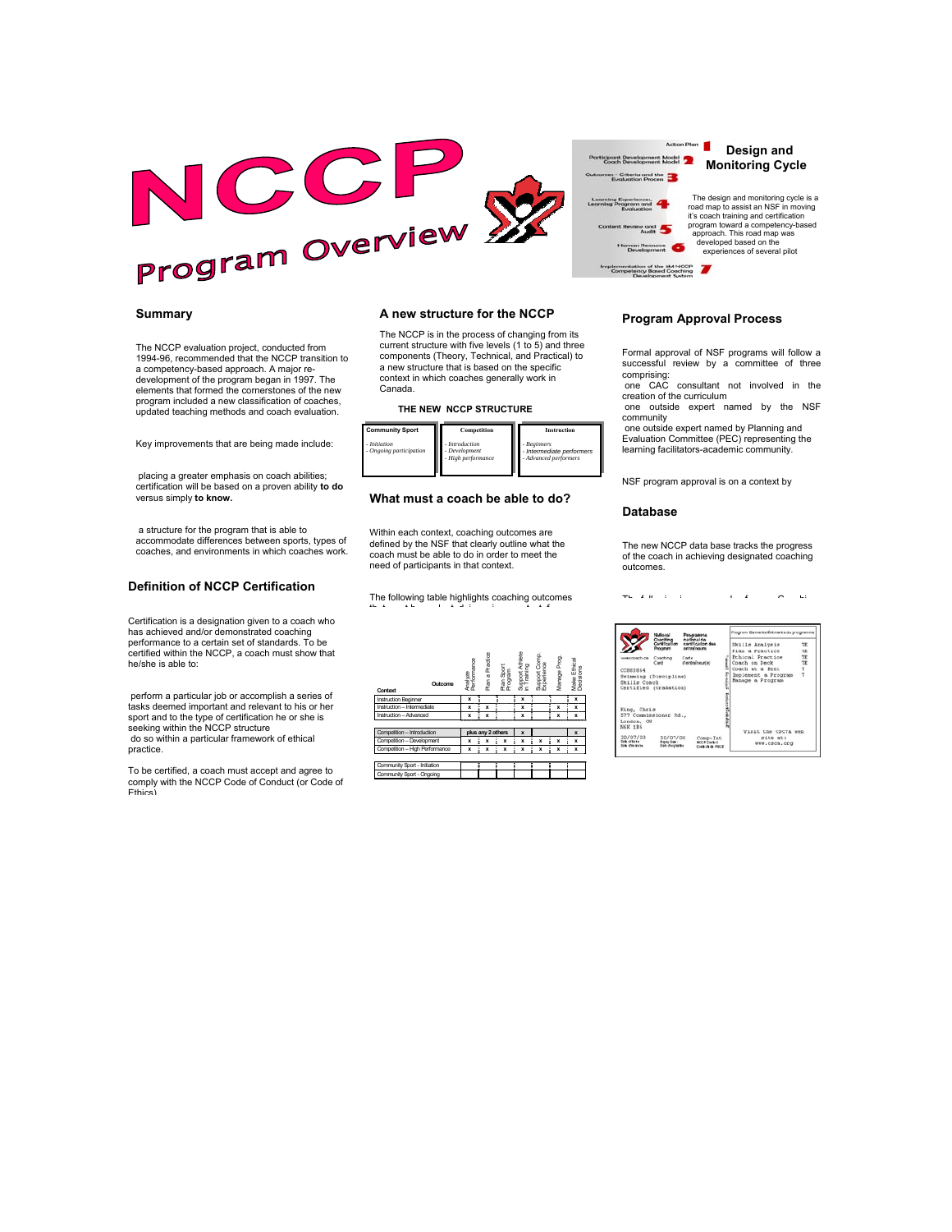# NCCP Program Overview

## Design and Monitoring Cycle

1. Action Plan
2. Participant Development Model / Coach Development Model
3. Outcomes - Criteria and the Evaluation Process
4. Learning Experience, Learning Program and Evaluation
5. Content Review and Audit
6. Human Resource Development
7. Implementation of the 3M NCCP Competency Based Coaching Development System

The design and monitoring cycle is a road map to assist an NSF in moving it's coach training and certification program toward a competency-based approach. This road map was developed based on the experiences of several pilot

## Summary

The NCCP evaluation project, conducted from 1994-96, recommended that the NCCP transition to a competency-based approach. A major re-development of the program began in 1997. The elements that formed the cornerstones of the new program included a new classification of coaches, updated teaching methods and coach evaluation.

Key improvements that are being made include:

placing a greater emphasis on coach abilities; certification will be based on a proven ability **to do** versus simply **to know.**

a structure for the program that is able to accommodate differences between sports, types of coaches, and environments in which coaches work.

## Definition of NCCP Certification

Certification is a designation given to a coach who has achieved and/or demonstrated coaching performance to a certain set of standards. To be certified within the NCCP, a coach must show that he/she is able to:

perform a particular job or accomplish a series of tasks deemed important and relevant to his or her sport and to the type of certification he or she is seeking within the NCCP structure

do so within a particular framework of ethical practice.

To be certified, a coach must accept and agree to comply with the NCCP Code of Conduct (or Code of Ethics)

## A new structure for the NCCP

The NCCP is in the process of changing from its current structure with five levels (1 to 5) and three components (Theory, Technical, and Practical) to a new structure that is based on the specific context in which coaches generally work in Canada.

**THE NEW NCCP STRUCTURE**

| Community Sport | Competition | Instruction |
|---|---|---|
| *- Initiation* <br> *- Ongoing participation* | *- Introduction* <br> *- Development* <br> *- High performance* | *- Beginners* <br> *- Intermediate performers* <br> *- Advanced performers* |

## What must a coach be able to do?

Within each context, coaching outcomes are defined by the NSF that clearly outline what the coach must be able to do in order to meet the need of participants in that context.

The following table highlights coaching outcomes

| Context \ Outcome | Analyze Performance | Plan a Practice | Plan Sport Program | Support Athlete in Training | Support Comp. Experience | Manage Prog. | Make Ethical Decisions |
|---|---|---|---|---|---|---|---|
| Instruction Beginner | x | | | x | | | x |
| Instruction – Intermediate | x | x | | x | | x | x |
| Instruction – Advanced | x | x | | x | | x | x |
| | | | | | | | |
| Competition – Introduction | plus any 2 others | | | x | | | x |
| Competition – Development | x | x | x | x | x | x | x |
| Competition – High Performance | x | x | x | x | x | x | x |
| | | | | | | | |
| Community Sport - Initiation | | | | | | | |
| Community Sport - Ongoing | | | | | | | |

## Program Approval Process

Formal approval of NSF programs will follow a successful review by a committee of three comprising:

one CAC consultant not involved in the creation of the curriculum

one outside expert named by the NSF community

one outside expert named by Planning and Evaluation Committee (PEC) representing the learning facilitators-academic community.

NSF program approval is on a context by

## Database

The new NCCP data base tracks the progress of the coach in achieving designated coaching outcomes.

National Coaching Certification Program / Programme national de certification des entraîneurs

www.coach.ca Coaching Card / Carte d'entraîneur(e)

CC083654
Swimming (Discipline)
Skills Coach
Certified (Gradation)

King, Chris
577 Commissioner Rd.,
London, ON
N6K 1B6

30/07/03 — 30/07/06 — Comp-Int

Program Elements/Éléments du programme

| | |
|---|---|
| Skills Analysis | TE |
| Plan a Practice | TE |
| Ethical Practice | TE |
| Coach on Deck | TE |
| Coach at a Meet | T |
| Implement a Program | T |
| Manage a Program | |

Visit the CSCTA web site at: www.csca.org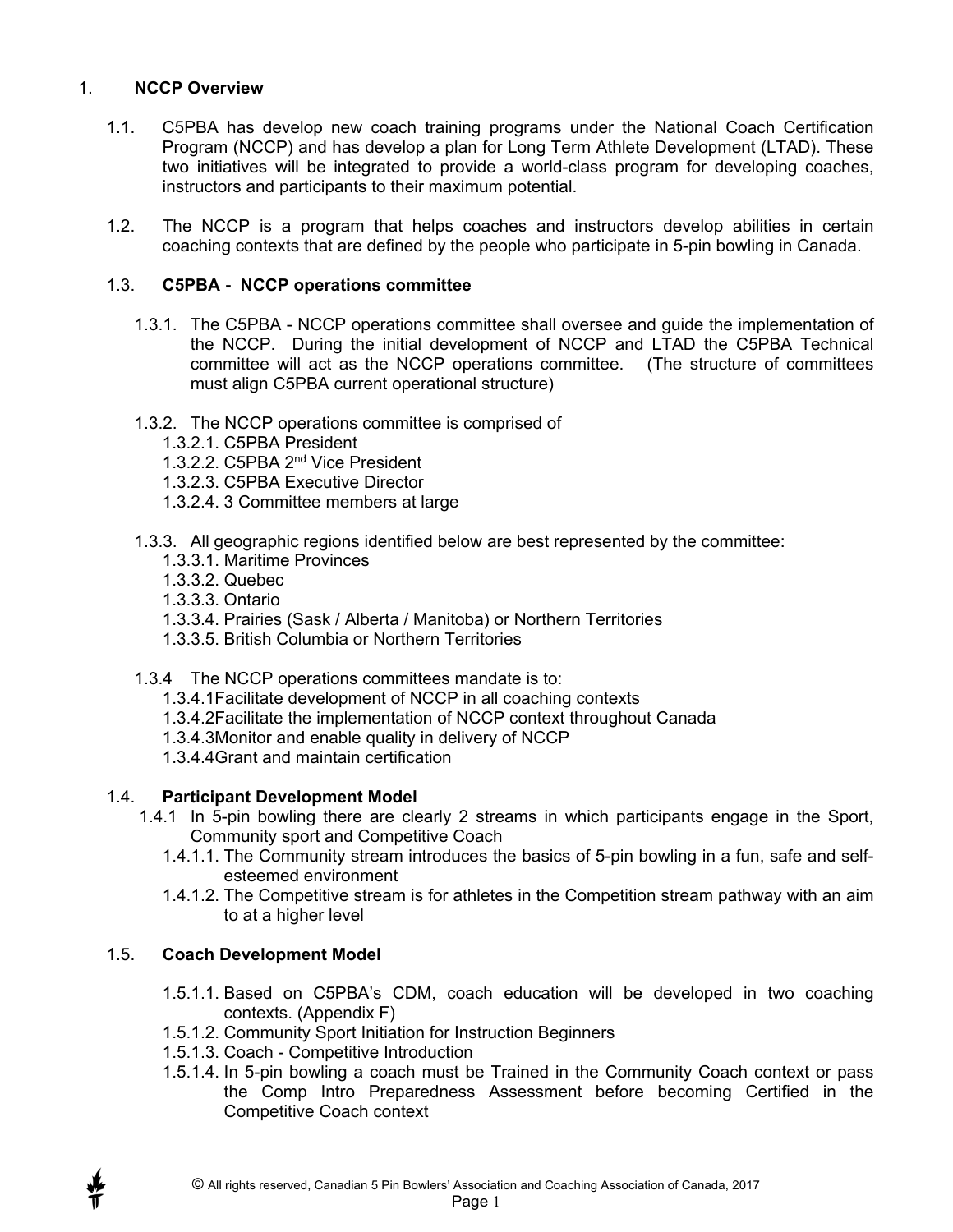# 1. **NCCP Overview**

1.1. C5PBA has develop new coach training programs under the National Coach Certification Program (NCCP) and has develop a plan for Long Term Athlete Development (LTAD). These two initiatives will be integrated to provide a world-class program for developing coaches, instructors and participants to their maximum potential.

1.2. The NCCP is a program that helps coaches and instructors develop abilities in certain coaching contexts that are defined by the people who participate in 5-pin bowling in Canada.

## 1.3. **C5PBA - NCCP operations committee**

1.3.1. The C5PBA - NCCP operations committee shall oversee and guide the implementation of the NCCP. During the initial development of NCCP and LTAD the C5PBA Technical committee will act as the NCCP operations committee. (The structure of committees must align C5PBA current operational structure)

1.3.2. The NCCP operations committee is comprised of
- 1.3.2.1. C5PBA President
- 1.3.2.2. C5PBA 2nd Vice President
- 1.3.2.3. C5PBA Executive Director
- 1.3.2.4. 3 Committee members at large

1.3.3. All geographic regions identified below are best represented by the committee:
- 1.3.3.1. Maritime Provinces
- 1.3.3.2. Quebec
- 1.3.3.3. Ontario
- 1.3.3.4. Prairies (Sask / Alberta / Manitoba) or Northern Territories
- 1.3.3.5. British Columbia or Northern Territories

1.3.4 The NCCP operations committees mandate is to:
- 1.3.4.1Facilitate development of NCCP in all coaching contexts
- 1.3.4.2Facilitate the implementation of NCCP context throughout Canada
- 1.3.4.3Monitor and enable quality in delivery of NCCP
- 1.3.4.4Grant and maintain certification

## 1.4. **Participant Development Model**

1.4.1 In 5-pin bowling there are clearly 2 streams in which participants engage in the Sport, Community sport and Competitive Coach
- 1.4.1.1. The Community stream introduces the basics of 5-pin bowling in a fun, safe and self-esteemed environment
- 1.4.1.2. The Competitive stream is for athletes in the Competition stream pathway with an aim to at a higher level

## 1.5. **Coach Development Model**

- 1.5.1.1. Based on C5PBA's CDM, coach education will be developed in two coaching contexts. (Appendix F)
- 1.5.1.2. Community Sport Initiation for Instruction Beginners
- 1.5.1.3. Coach - Competitive Introduction
- 1.5.1.4. In 5-pin bowling a coach must be Trained in the Community Coach context or pass the Comp Intro Preparedness Assessment before becoming Certified in the Competitive Coach context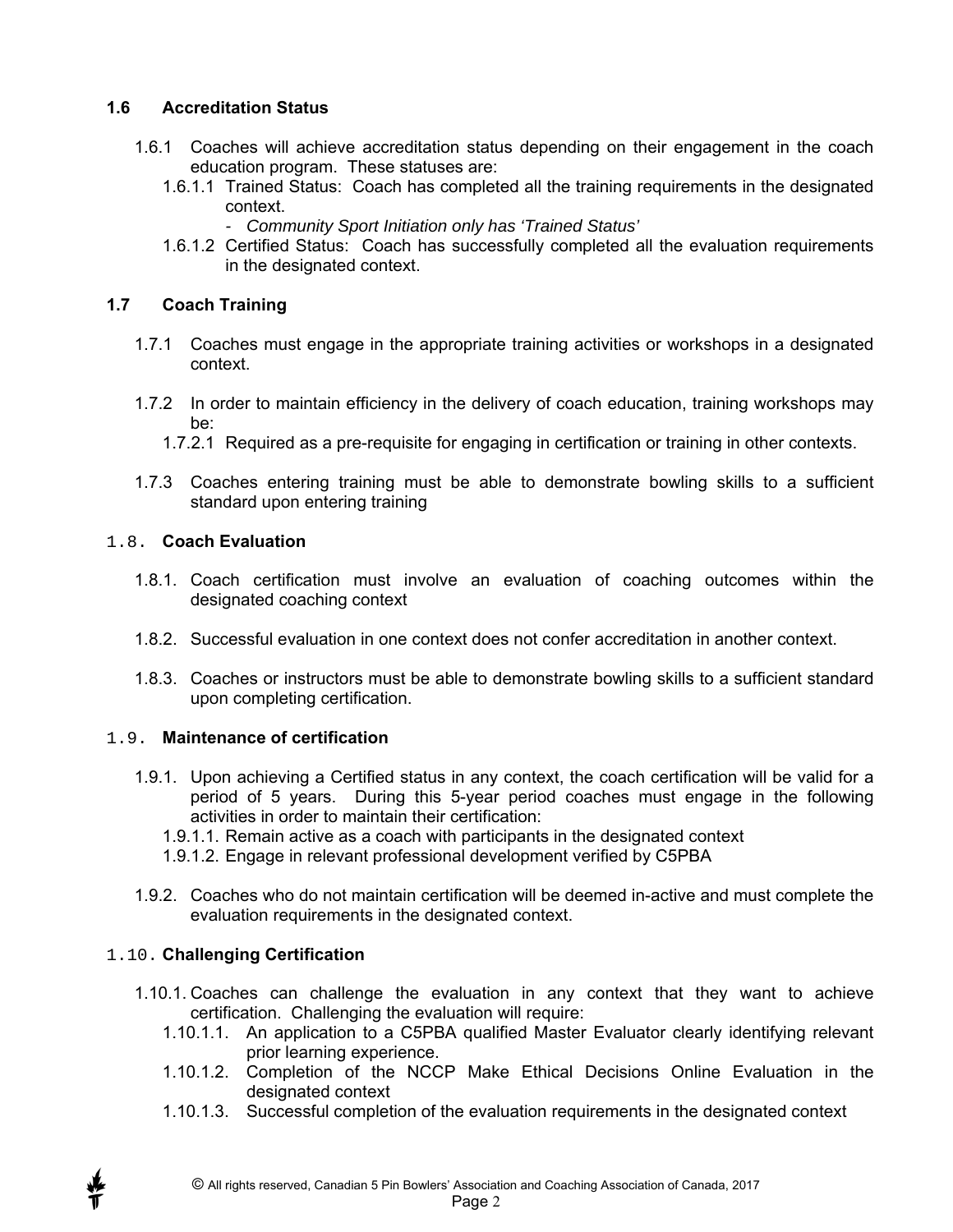### 1.6 Accreditation Status

1.6.1 Coaches will achieve accreditation status depending on their engagement in the coach education program. These statuses are:

1.6.1.1 Trained Status: Coach has completed all the training requirements in the designated context.

- *Community Sport Initiation only has 'Trained Status'*

1.6.1.2 Certified Status: Coach has successfully completed all the evaluation requirements in the designated context.

### 1.7 Coach Training

1.7.1 Coaches must engage in the appropriate training activities or workshops in a designated context.

1.7.2 In order to maintain efficiency in the delivery of coach education, training workshops may be:

1.7.2.1 Required as a pre-requisite for engaging in certification or training in other contexts.

1.7.3 Coaches entering training must be able to demonstrate bowling skills to a sufficient standard upon entering training

### 1.8. Coach Evaluation

1.8.1. Coach certification must involve an evaluation of coaching outcomes within the designated coaching context

1.8.2. Successful evaluation in one context does not confer accreditation in another context.

1.8.3. Coaches or instructors must be able to demonstrate bowling skills to a sufficient standard upon completing certification.

### 1.9. Maintenance of certification

1.9.1. Upon achieving a Certified status in any context, the coach certification will be valid for a period of 5 years. During this 5-year period coaches must engage in the following activities in order to maintain their certification:

1.9.1.1. Remain active as a coach with participants in the designated context

1.9.1.2. Engage in relevant professional development verified by C5PBA

1.9.2. Coaches who do not maintain certification will be deemed in-active and must complete the evaluation requirements in the designated context.

### 1.10. Challenging Certification

1.10.1. Coaches can challenge the evaluation in any context that they want to achieve certification. Challenging the evaluation will require:

1.10.1.1. An application to a C5PBA qualified Master Evaluator clearly identifying relevant prior learning experience.

1.10.1.2. Completion of the NCCP Make Ethical Decisions Online Evaluation in the designated context

1.10.1.3. Successful completion of the evaluation requirements in the designated context

© All rights reserved, Canadian 5 Pin Bowlers' Association and Coaching Association of Canada, 2017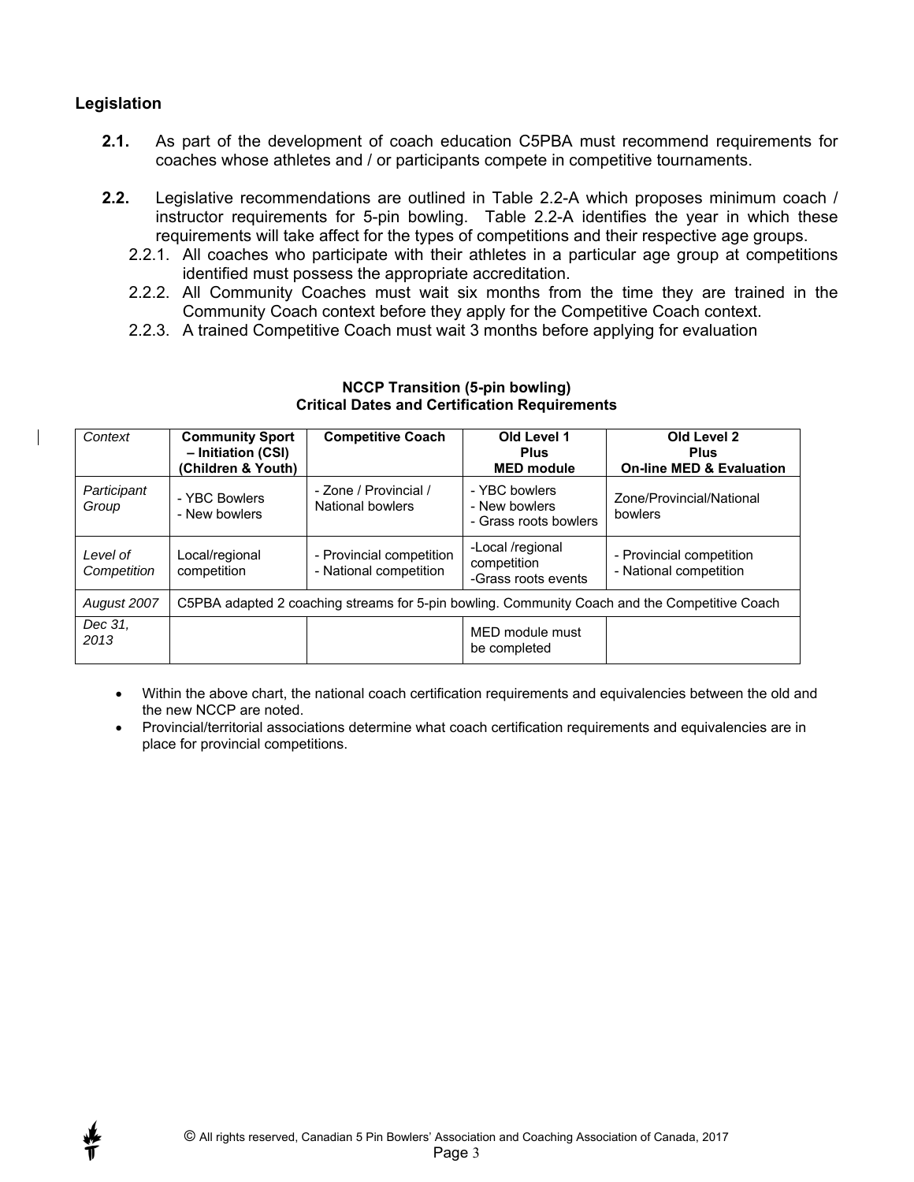## Legislation

**2.1.** As part of the development of coach education C5PBA must recommend requirements for coaches whose athletes and / or participants compete in competitive tournaments.

**2.2.** Legislative recommendations are outlined in Table 2.2-A which proposes minimum coach / instructor requirements for 5-pin bowling. Table 2.2-A identifies the year in which these requirements will take affect for the types of competitions and their respective age groups.

2.2.1. All coaches who participate with their athletes in a particular age group at competitions identified must possess the appropriate accreditation.

2.2.2. All Community Coaches must wait six months from the time they are trained in the Community Coach context before they apply for the Competitive Coach context.

2.2.3. A trained Competitive Coach must wait 3 months before applying for evaluation

**NCCP Transition (5-pin bowling)**
**Critical Dates and Certification Requirements**

| *Context* | **Community Sport – Initiation (CSI) (Children & Youth)** | **Competitive Coach** | **Old Level 1 Plus MED module** | **Old Level 2 Plus On-line MED & Evaluation** |
|---|---|---|---|---|
| *Participant Group* | - YBC Bowlers<br>- New bowlers | - Zone / Provincial / National bowlers | - YBC bowlers<br>- New bowlers<br>- Grass roots bowlers | Zone/Provincial/National bowlers |
| *Level of Competition* | Local/regional competition | - Provincial competition<br>- National competition | -Local /regional competition<br>-Grass roots events | - Provincial competition<br>- National competition |
| *August 2007* | C5PBA adapted 2 coaching streams for 5-pin bowling. Community Coach and the Competitive Coach | | | |
| *Dec 31, 2013* | | | MED module must be completed | |

- Within the above chart, the national coach certification requirements and equivalencies between the old and the new NCCP are noted.
- Provincial/territorial associations determine what coach certification requirements and equivalencies are in place for provincial competitions.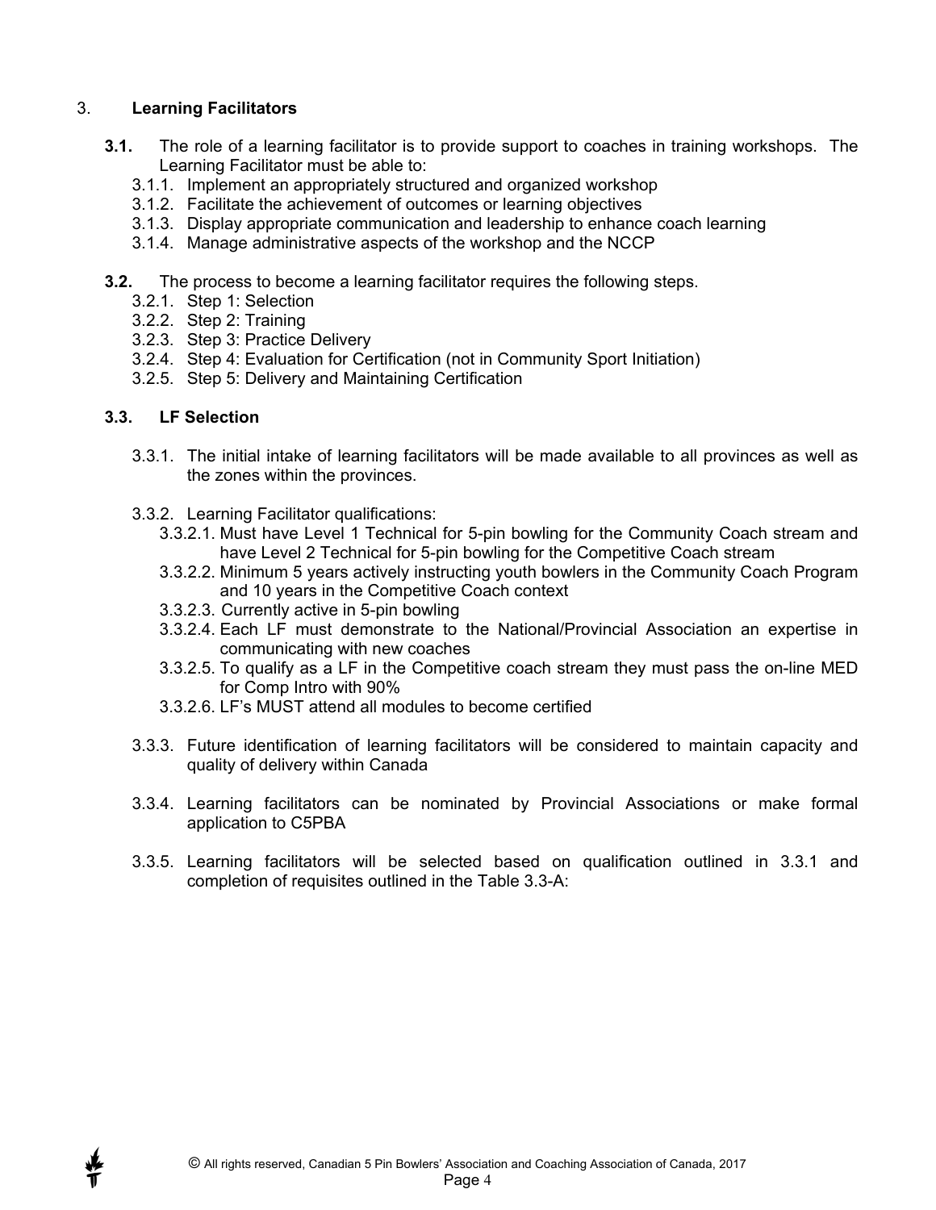## 3. Learning Facilitators

**3.1.** The role of a learning facilitator is to provide support to coaches in training workshops. The Learning Facilitator must be able to:

- 3.1.1. Implement an appropriately structured and organized workshop
- 3.1.2. Facilitate the achievement of outcomes or learning objectives
- 3.1.3. Display appropriate communication and leadership to enhance coach learning
- 3.1.4. Manage administrative aspects of the workshop and the NCCP

**3.2.** The process to become a learning facilitator requires the following steps.

- 3.2.1. Step 1: Selection
- 3.2.2. Step 2: Training
- 3.2.3. Step 3: Practice Delivery
- 3.2.4. Step 4: Evaluation for Certification (not in Community Sport Initiation)
- 3.2.5. Step 5: Delivery and Maintaining Certification

### 3.3. LF Selection

3.3.1. The initial intake of learning facilitators will be made available to all provinces as well as the zones within the provinces.

3.3.2. Learning Facilitator qualifications:

- 3.3.2.1. Must have Level 1 Technical for 5-pin bowling for the Community Coach stream and have Level 2 Technical for 5-pin bowling for the Competitive Coach stream
- 3.3.2.2. Minimum 5 years actively instructing youth bowlers in the Community Coach Program and 10 years in the Competitive Coach context
- 3.3.2.3. Currently active in 5-pin bowling
- 3.3.2.4. Each LF must demonstrate to the National/Provincial Association an expertise in communicating with new coaches
- 3.3.2.5. To qualify as a LF in the Competitive coach stream they must pass the on-line MED for Comp Intro with 90%
- 3.3.2.6. LF's MUST attend all modules to become certified

3.3.3. Future identification of learning facilitators will be considered to maintain capacity and quality of delivery within Canada

3.3.4. Learning facilitators can be nominated by Provincial Associations or make formal application to C5PBA

3.3.5. Learning facilitators will be selected based on qualification outlined in 3.3.1 and completion of requisites outlined in the Table 3.3-A: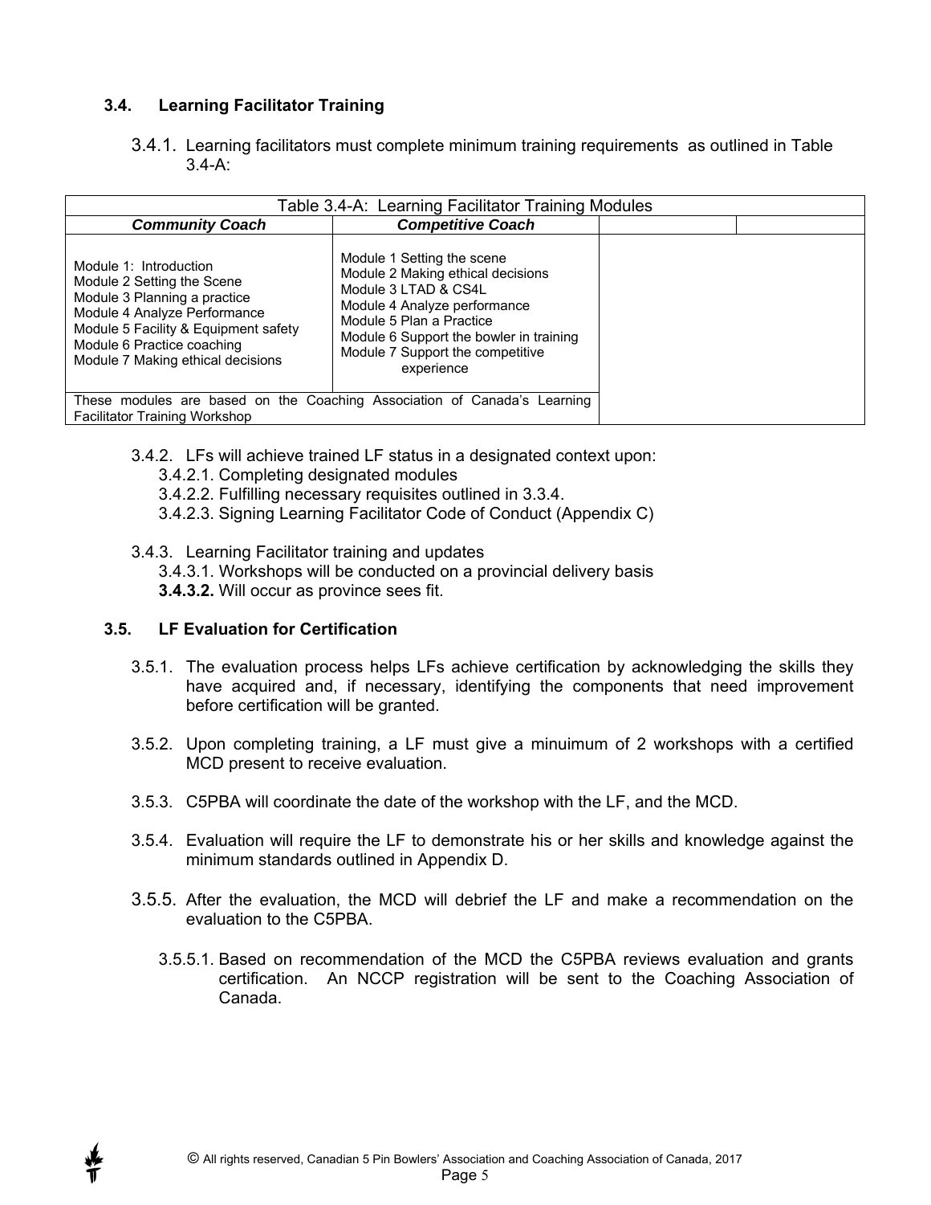### 3.4. Learning Facilitator Training

3.4.1. Learning facilitators must complete minimum training requirements as outlined in Table 3.4-A:

| Table 3.4-A: Learning Facilitator Training Modules | | | |
|---|---|---|---|
| ***Community Coach*** | ***Competitive Coach*** | | |
| Module 1: Introduction<br>Module 2 Setting the Scene<br>Module 3 Planning a practice<br>Module 4 Analyze Performance<br>Module 5 Facility & Equipment safety<br>Module 6 Practice coaching<br>Module 7 Making ethical decisions | Module 1 Setting the scene<br>Module 2 Making ethical decisions<br>Module 3 LTAD & CS4L<br>Module 4 Analyze performance<br>Module 5 Plan a Practice<br>Module 6 Support the bowler in training<br>Module 7 Support the competitive experience | | |
| These modules are based on the Coaching Association of Canada's Learning Facilitator Training Workshop | | | |

3.4.2. LFs will achieve trained LF status in a designated context upon:
- 3.4.2.1. Completing designated modules
- 3.4.2.2. Fulfilling necessary requisites outlined in 3.3.4.
- 3.4.2.3. Signing Learning Facilitator Code of Conduct (Appendix C)

3.4.3. Learning Facilitator training and updates
- 3.4.3.1. Workshops will be conducted on a provincial delivery basis
- **3.4.3.2.** Will occur as province sees fit.

### 3.5. LF Evaluation for Certification

3.5.1. The evaluation process helps LFs achieve certification by acknowledging the skills they have acquired and, if necessary, identifying the components that need improvement before certification will be granted.

3.5.2. Upon completing training, a LF must give a minuimum of 2 workshops with a certified MCD present to receive evaluation.

3.5.3. C5PBA will coordinate the date of the workshop with the LF, and the MCD.

3.5.4. Evaluation will require the LF to demonstrate his or her skills and knowledge against the minimum standards outlined in Appendix D.

3.5.5. After the evaluation, the MCD will debrief the LF and make a recommendation on the evaluation to the C5PBA.

- 3.5.5.1. Based on recommendation of the MCD the C5PBA reviews evaluation and grants certification. An NCCP registration will be sent to the Coaching Association of Canada.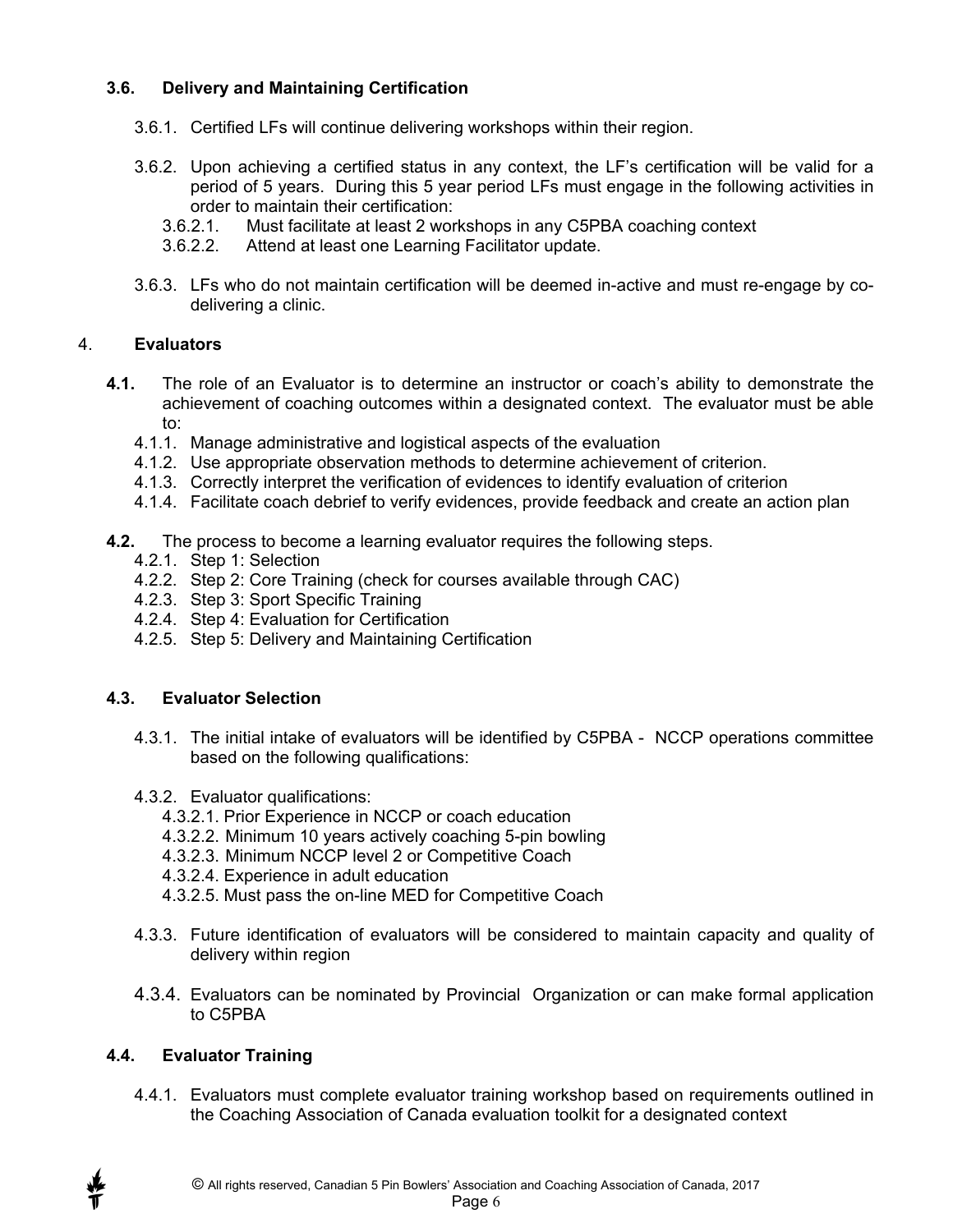### 3.6. Delivery and Maintaining Certification

3.6.1. Certified LFs will continue delivering workshops within their region.

3.6.2. Upon achieving a certified status in any context, the LF's certification will be valid for a period of 5 years. During this 5 year period LFs must engage in the following activities in order to maintain their certification:

- 3.6.2.1. Must facilitate at least 2 workshops in any C5PBA coaching context
- 3.6.2.2. Attend at least one Learning Facilitator update.

3.6.3. LFs who do not maintain certification will be deemed in-active and must re-engage by co-delivering a clinic.

## 4. Evaluators

**4.1.** The role of an Evaluator is to determine an instructor or coach's ability to demonstrate the achievement of coaching outcomes within a designated context. The evaluator must be able to:

- 4.1.1. Manage administrative and logistical aspects of the evaluation
- 4.1.2. Use appropriate observation methods to determine achievement of criterion.
- 4.1.3. Correctly interpret the verification of evidences to identify evaluation of criterion
- 4.1.4. Facilitate coach debrief to verify evidences, provide feedback and create an action plan

**4.2.** The process to become a learning evaluator requires the following steps.

- 4.2.1. Step 1: Selection
- 4.2.2. Step 2: Core Training (check for courses available through CAC)
- 4.2.3. Step 3: Sport Specific Training
- 4.2.4. Step 4: Evaluation for Certification
- 4.2.5. Step 5: Delivery and Maintaining Certification

### 4.3. Evaluator Selection

4.3.1. The initial intake of evaluators will be identified by C5PBA - NCCP operations committee based on the following qualifications:

4.3.2. Evaluator qualifications:

- 4.3.2.1. Prior Experience in NCCP or coach education
- 4.3.2.2. Minimum 10 years actively coaching 5-pin bowling
- 4.3.2.3. Minimum NCCP level 2 or Competitive Coach
- 4.3.2.4. Experience in adult education
- 4.3.2.5. Must pass the on-line MED for Competitive Coach

4.3.3. Future identification of evaluators will be considered to maintain capacity and quality of delivery within region

4.3.4. Evaluators can be nominated by Provincial Organization or can make formal application to C5PBA

### 4.4. Evaluator Training

4.4.1. Evaluators must complete evaluator training workshop based on requirements outlined in the Coaching Association of Canada evaluation toolkit for a designated context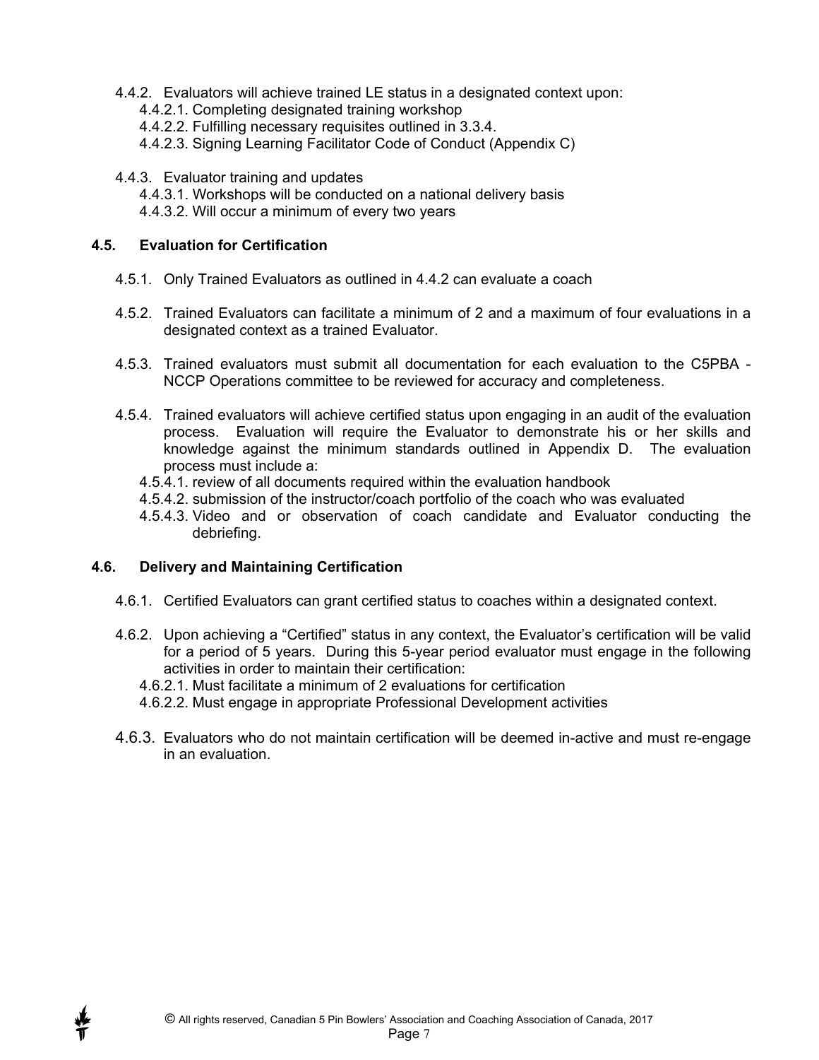- 4.4.2. Evaluators will achieve trained LE status in a designated context upon:
  - 4.4.2.1. Completing designated training workshop
  - 4.4.2.2. Fulfilling necessary requisites outlined in 3.3.4.
  - 4.4.2.3. Signing Learning Facilitator Code of Conduct (Appendix C)
- 4.4.3. Evaluator training and updates
  - 4.4.3.1. Workshops will be conducted on a national delivery basis
  - 4.4.3.2. Will occur a minimum of every two years

### 4.5. Evaluation for Certification

- 4.5.1. Only Trained Evaluators as outlined in 4.4.2 can evaluate a coach
- 4.5.2. Trained Evaluators can facilitate a minimum of 2 and a maximum of four evaluations in a designated context as a trained Evaluator.
- 4.5.3. Trained evaluators must submit all documentation for each evaluation to the C5PBA - NCCP Operations committee to be reviewed for accuracy and completeness.
- 4.5.4. Trained evaluators will achieve certified status upon engaging in an audit of the evaluation process. Evaluation will require the Evaluator to demonstrate his or her skills and knowledge against the minimum standards outlined in Appendix D. The evaluation process must include a:
  - 4.5.4.1. review of all documents required within the evaluation handbook
  - 4.5.4.2. submission of the instructor/coach portfolio of the coach who was evaluated
  - 4.5.4.3. Video and or observation of coach candidate and Evaluator conducting the debriefing.

### 4.6. Delivery and Maintaining Certification

- 4.6.1. Certified Evaluators can grant certified status to coaches within a designated context.
- 4.6.2. Upon achieving a "Certified" status in any context, the Evaluator's certification will be valid for a period of 5 years. During this 5-year period evaluator must engage in the following activities in order to maintain their certification:
  - 4.6.2.1. Must facilitate a minimum of 2 evaluations for certification
  - 4.6.2.2. Must engage in appropriate Professional Development activities
- 4.6.3. Evaluators who do not maintain certification will be deemed in-active and must re-engage in an evaluation.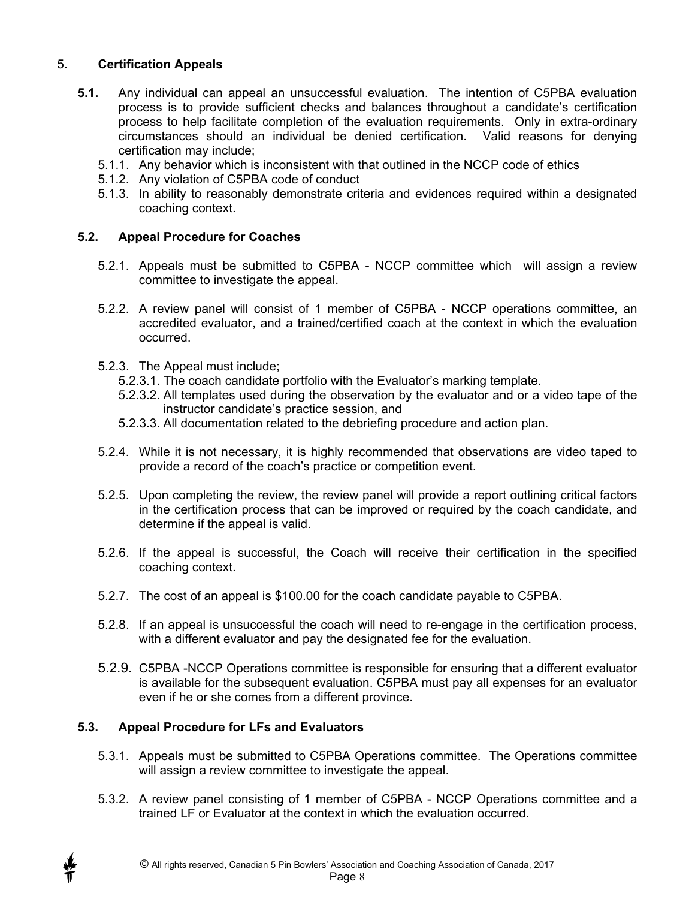## 5. **Certification Appeals**

**5.1.** Any individual can appeal an unsuccessful evaluation. The intention of C5PBA evaluation process is to provide sufficient checks and balances throughout a candidate's certification process to help facilitate completion of the evaluation requirements. Only in extra-ordinary circumstances should an individual be denied certification. Valid reasons for denying certification may include;

- 5.1.1. Any behavior which is inconsistent with that outlined in the NCCP code of ethics
- 5.1.2. Any violation of C5PBA code of conduct
- 5.1.3. In ability to reasonably demonstrate criteria and evidences required within a designated coaching context.

### 5.2. Appeal Procedure for Coaches

5.2.1. Appeals must be submitted to C5PBA - NCCP committee which will assign a review committee to investigate the appeal.

5.2.2. A review panel will consist of 1 member of C5PBA - NCCP operations committee, an accredited evaluator, and a trained/certified coach at the context in which the evaluation occurred.

5.2.3. The Appeal must include;

- 5.2.3.1. The coach candidate portfolio with the Evaluator's marking template.
- 5.2.3.2. All templates used during the observation by the evaluator and or a video tape of the instructor candidate's practice session, and
- 5.2.3.3. All documentation related to the debriefing procedure and action plan.

5.2.4. While it is not necessary, it is highly recommended that observations are video taped to provide a record of the coach's practice or competition event.

5.2.5. Upon completing the review, the review panel will provide a report outlining critical factors in the certification process that can be improved or required by the coach candidate, and determine if the appeal is valid.

5.2.6. If the appeal is successful, the Coach will receive their certification in the specified coaching context.

5.2.7. The cost of an appeal is $100.00 for the coach candidate payable to C5PBA.

5.2.8. If an appeal is unsuccessful the coach will need to re-engage in the certification process, with a different evaluator and pay the designated fee for the evaluation.

5.2.9. C5PBA -NCCP Operations committee is responsible for ensuring that a different evaluator is available for the subsequent evaluation. C5PBA must pay all expenses for an evaluator even if he or she comes from a different province.

### 5.3. Appeal Procedure for LFs and Evaluators

5.3.1. Appeals must be submitted to C5PBA Operations committee. The Operations committee will assign a review committee to investigate the appeal.

5.3.2. A review panel consisting of 1 member of C5PBA - NCCP Operations committee and a trained LF or Evaluator at the context in which the evaluation occurred.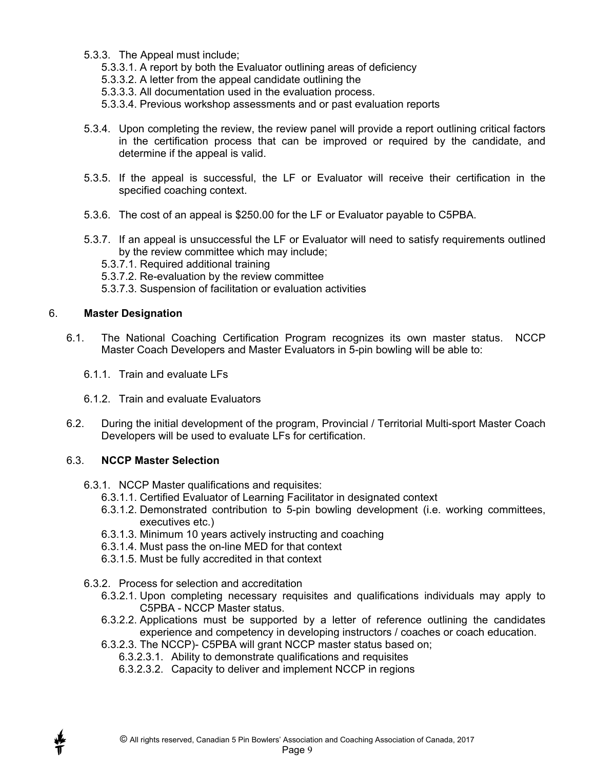- 5.3.3. The Appeal must include;
  - 5.3.3.1. A report by both the Evaluator outlining areas of deficiency
  - 5.3.3.2. A letter from the appeal candidate outlining the
  - 5.3.3.3. All documentation used in the evaluation process.
  - 5.3.3.4. Previous workshop assessments and or past evaluation reports
- 5.3.4. Upon completing the review, the review panel will provide a report outlining critical factors in the certification process that can be improved or required by the candidate, and determine if the appeal is valid.
- 5.3.5. If the appeal is successful, the LF or Evaluator will receive their certification in the specified coaching context.
- 5.3.6. The cost of an appeal is $250.00 for the LF or Evaluator payable to C5PBA.
- 5.3.7. If an appeal is unsuccessful the LF or Evaluator will need to satisfy requirements outlined by the review committee which may include;
  - 5.3.7.1. Required additional training
  - 5.3.7.2. Re-evaluation by the review committee
  - 5.3.7.3. Suspension of facilitation or evaluation activities

## 6. **Master Designation**

6.1. The National Coaching Certification Program recognizes its own master status. NCCP Master Coach Developers and Master Evaluators in 5-pin bowling will be able to:

- 6.1.1. Train and evaluate LFs
- 6.1.2. Train and evaluate Evaluators

6.2. During the initial development of the program, Provincial / Territorial Multi-sport Master Coach Developers will be used to evaluate LFs for certification.

### 6.3. **NCCP Master Selection**

- 6.3.1. NCCP Master qualifications and requisites:
  - 6.3.1.1. Certified Evaluator of Learning Facilitator in designated context
  - 6.3.1.2. Demonstrated contribution to 5-pin bowling development (i.e. working committees, executives etc.)
  - 6.3.1.3. Minimum 10 years actively instructing and coaching
  - 6.3.1.4. Must pass the on-line MED for that context
  - 6.3.1.5. Must be fully accredited in that context
- 6.3.2. Process for selection and accreditation
  - 6.3.2.1. Upon completing necessary requisites and qualifications individuals may apply to C5PBA - NCCP Master status.
  - 6.3.2.2. Applications must be supported by a letter of reference outlining the candidates experience and competency in developing instructors / coaches or coach education.
  - 6.3.2.3. The NCCP)- C5PBA will grant NCCP master status based on;
    - 6.3.2.3.1. Ability to demonstrate qualifications and requisites
    - 6.3.2.3.2. Capacity to deliver and implement NCCP in regions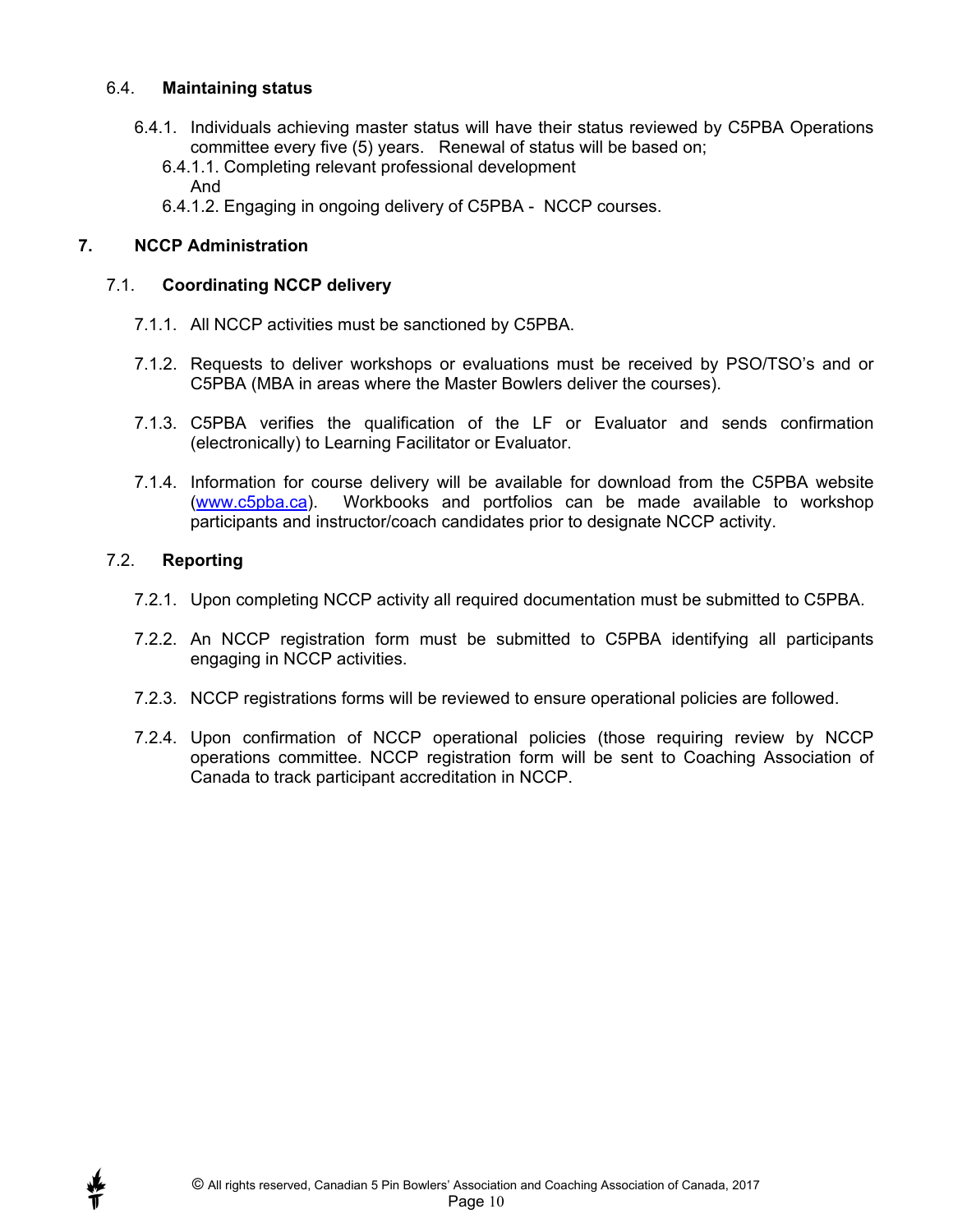### 6.4. Maintaining status

6.4.1. Individuals achieving master status will have their status reviewed by C5PBA Operations committee every five (5) years. Renewal of status will be based on;

6.4.1.1. Completing relevant professional development

And

6.4.1.2. Engaging in ongoing delivery of C5PBA - NCCP courses.

## 7. NCCP Administration

### 7.1. Coordinating NCCP delivery

7.1.1. All NCCP activities must be sanctioned by C5PBA.

7.1.2. Requests to deliver workshops or evaluations must be received by PSO/TSO's and or C5PBA (MBA in areas where the Master Bowlers deliver the courses).

7.1.3. C5PBA verifies the qualification of the LF or Evaluator and sends confirmation (electronically) to Learning Facilitator or Evaluator.

7.1.4. Information for course delivery will be available for download from the C5PBA website (www.c5pba.ca). Workbooks and portfolios can be made available to workshop participants and instructor/coach candidates prior to designate NCCP activity.

### 7.2. Reporting

7.2.1. Upon completing NCCP activity all required documentation must be submitted to C5PBA.

7.2.2. An NCCP registration form must be submitted to C5PBA identifying all participants engaging in NCCP activities.

7.2.3. NCCP registrations forms will be reviewed to ensure operational policies are followed.

7.2.4. Upon confirmation of NCCP operational policies (those requiring review by NCCP operations committee. NCCP registration form will be sent to Coaching Association of Canada to track participant accreditation in NCCP.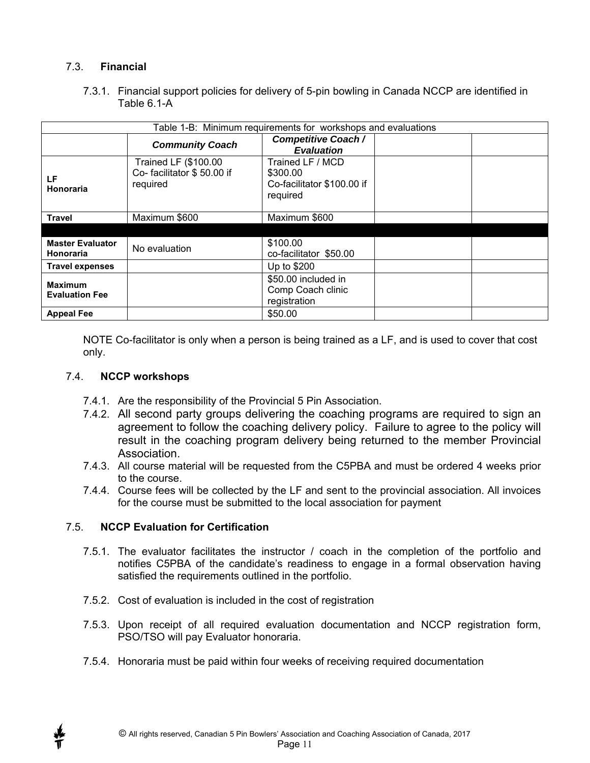## 7.3. **Financial**

7.3.1. Financial support policies for delivery of 5-pin bowling in Canada NCCP are identified in Table 6.1-A

| Table 1-B: Minimum requirements for workshops and evaluations | | | | |
|---|---|---|---|---|
| | ***Community Coach*** | ***Competitive Coach / Evaluation*** | | |
| **LF Honoraria** | Trained LF ($100.00 Co- facilitator $ 50.00 if required | Trained LF / MCD $300.00 Co-facilitator $100.00 if required | | |
| **Travel** | Maximum $600 | Maximum $600 | | |
| | | | | |
| **Master Evaluator Honoraria** | No evaluation | $100.00 co-facilitator $50.00 | | |
| **Travel expenses** | | Up to $200 | | |
| **Maximum Evaluation Fee** | | $50.00 included in Comp Coach clinic registration | | |
| **Appeal Fee** | | $50.00 | | |

NOTE Co-facilitator is only when a person is being trained as a LF, and is used to cover that cost only.

## 7.4. **NCCP workshops**

7.4.1. Are the responsibility of the Provincial 5 Pin Association.

7.4.2. All second party groups delivering the coaching programs are required to sign an agreement to follow the coaching delivery policy. Failure to agree to the policy will result in the coaching program delivery being returned to the member Provincial Association.

7.4.3. All course material will be requested from the C5PBA and must be ordered 4 weeks prior to the course.

7.4.4. Course fees will be collected by the LF and sent to the provincial association. All invoices for the course must be submitted to the local association for payment

## 7.5. **NCCP Evaluation for Certification**

7.5.1. The evaluator facilitates the instructor / coach in the completion of the portfolio and notifies C5PBA of the candidate's readiness to engage in a formal observation having satisfied the requirements outlined in the portfolio.

7.5.2. Cost of evaluation is included in the cost of registration

7.5.3. Upon receipt of all required evaluation documentation and NCCP registration form, PSO/TSO will pay Evaluator honoraria.

7.5.4. Honoraria must be paid within four weeks of receiving required documentation

© All rights reserved, Canadian 5 Pin Bowlers' Association and Coaching Association of Canada, 2017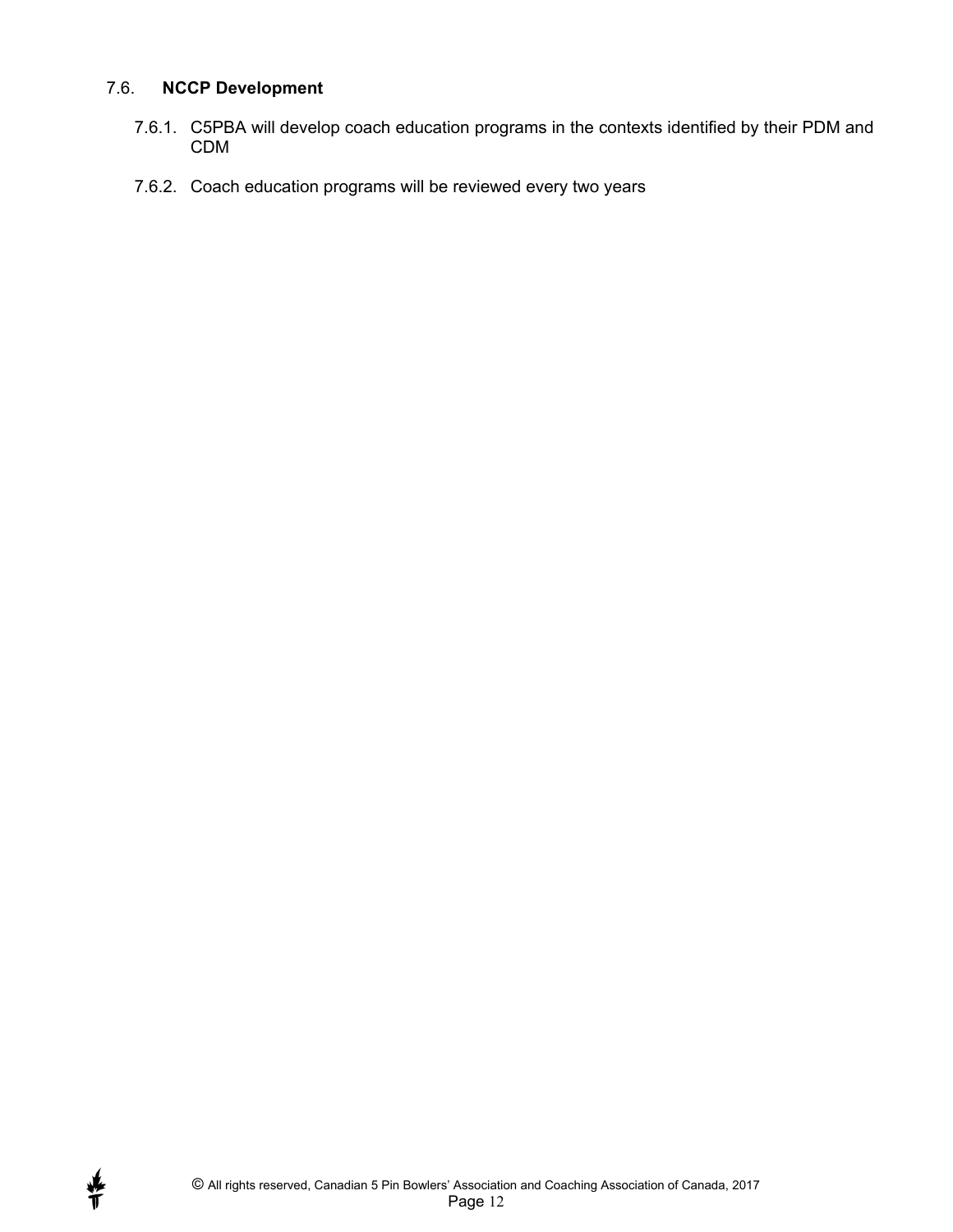### 7.6. **NCCP Development**

7.6.1. C5PBA will develop coach education programs in the contexts identified by their PDM and CDM

7.6.2. Coach education programs will be reviewed every two years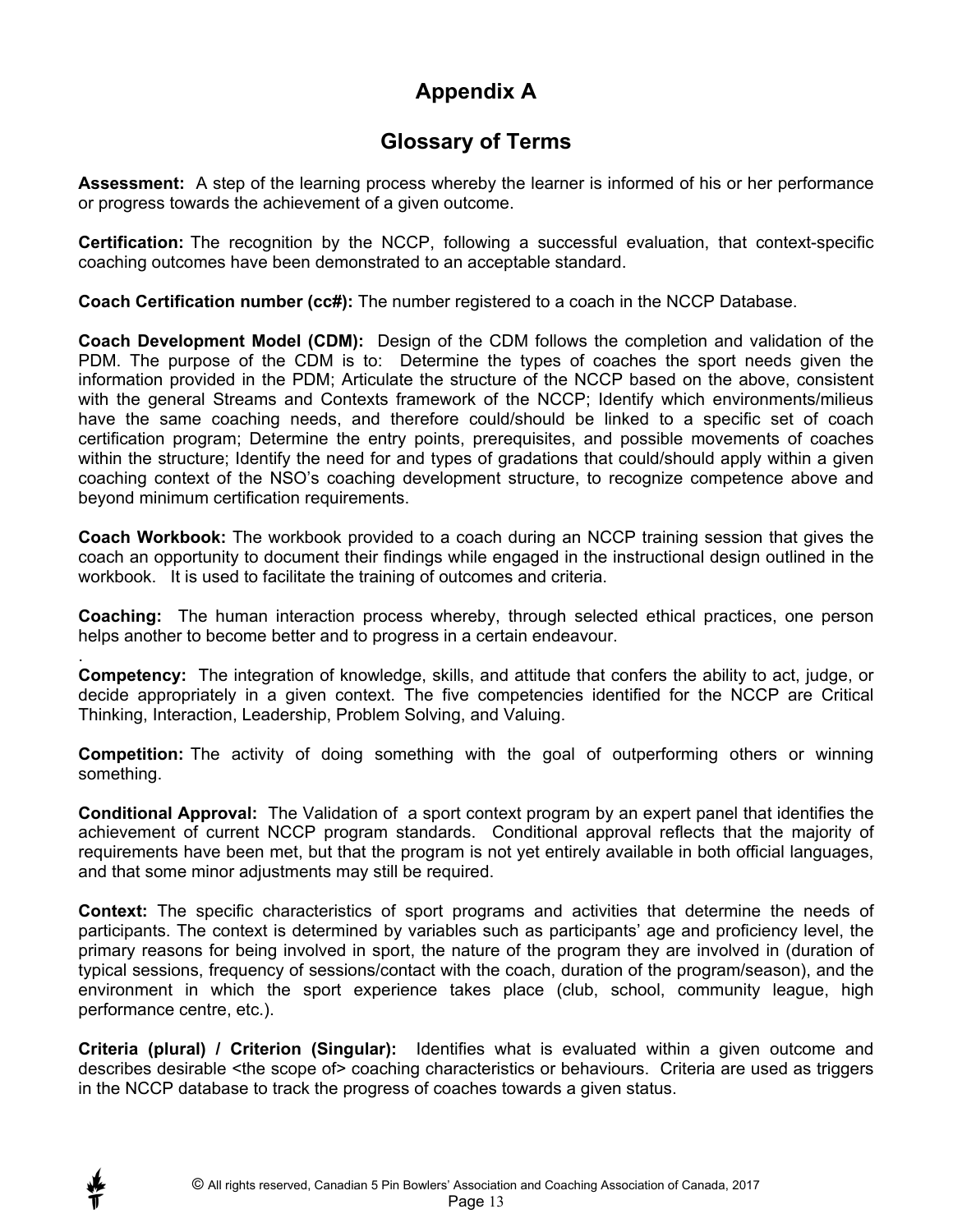# Appendix A

## Glossary of Terms

**Assessment:** A step of the learning process whereby the learner is informed of his or her performance or progress towards the achievement of a given outcome.

**Certification:** The recognition by the NCCP, following a successful evaluation, that context-specific coaching outcomes have been demonstrated to an acceptable standard.

**Coach Certification number (cc#):** The number registered to a coach in the NCCP Database.

**Coach Development Model (CDM):** Design of the CDM follows the completion and validation of the PDM. The purpose of the CDM is to: Determine the types of coaches the sport needs given the information provided in the PDM; Articulate the structure of the NCCP based on the above, consistent with the general Streams and Contexts framework of the NCCP; Identify which environments/milieus have the same coaching needs, and therefore could/should be linked to a specific set of coach certification program; Determine the entry points, prerequisites, and possible movements of coaches within the structure; Identify the need for and types of gradations that could/should apply within a given coaching context of the NSO's coaching development structure, to recognize competence above and beyond minimum certification requirements.

**Coach Workbook:** The workbook provided to a coach during an NCCP training session that gives the coach an opportunity to document their findings while engaged in the instructional design outlined in the workbook. It is used to facilitate the training of outcomes and criteria.

**Coaching:** The human interaction process whereby, through selected ethical practices, one person helps another to become better and to progress in a certain endeavour.

.

**Competency:** The integration of knowledge, skills, and attitude that confers the ability to act, judge, or decide appropriately in a given context. The five competencies identified for the NCCP are Critical Thinking, Interaction, Leadership, Problem Solving, and Valuing.

**Competition:** The activity of doing something with the goal of outperforming others or winning something.

**Conditional Approval:** The Validation of a sport context program by an expert panel that identifies the achievement of current NCCP program standards. Conditional approval reflects that the majority of requirements have been met, but that the program is not yet entirely available in both official languages, and that some minor adjustments may still be required.

**Context:** The specific characteristics of sport programs and activities that determine the needs of participants. The context is determined by variables such as participants' age and proficiency level, the primary reasons for being involved in sport, the nature of the program they are involved in (duration of typical sessions, frequency of sessions/contact with the coach, duration of the program/season), and the environment in which the sport experience takes place (club, school, community league, high performance centre, etc.).

**Criteria (plural) / Criterion (Singular):** Identifies what is evaluated within a given outcome and describes desirable <the scope of> coaching characteristics or behaviours. Criteria are used as triggers in the NCCP database to track the progress of coaches towards a given status.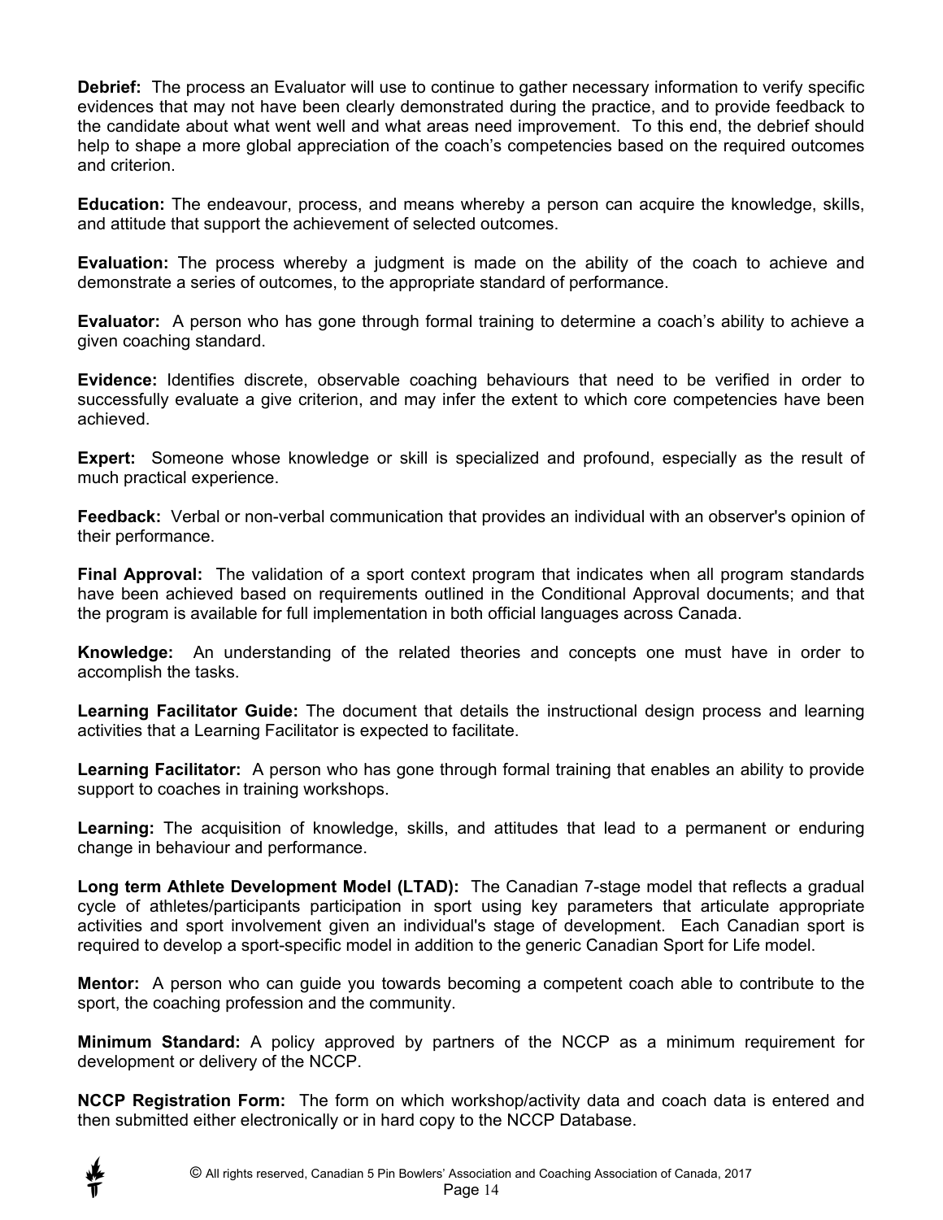**Debrief:** The process an Evaluator will use to continue to gather necessary information to verify specific evidences that may not have been clearly demonstrated during the practice, and to provide feedback to the candidate about what went well and what areas need improvement. To this end, the debrief should help to shape a more global appreciation of the coach's competencies based on the required outcomes and criterion.

**Education:** The endeavour, process, and means whereby a person can acquire the knowledge, skills, and attitude that support the achievement of selected outcomes.

**Evaluation:** The process whereby a judgment is made on the ability of the coach to achieve and demonstrate a series of outcomes, to the appropriate standard of performance.

**Evaluator:** A person who has gone through formal training to determine a coach's ability to achieve a given coaching standard.

**Evidence:** Identifies discrete, observable coaching behaviours that need to be verified in order to successfully evaluate a give criterion, and may infer the extent to which core competencies have been achieved.

**Expert:** Someone whose knowledge or skill is specialized and profound, especially as the result of much practical experience.

**Feedback:** Verbal or non-verbal communication that provides an individual with an observer's opinion of their performance.

**Final Approval:** The validation of a sport context program that indicates when all program standards have been achieved based on requirements outlined in the Conditional Approval documents; and that the program is available for full implementation in both official languages across Canada.

**Knowledge:** An understanding of the related theories and concepts one must have in order to accomplish the tasks.

**Learning Facilitator Guide:** The document that details the instructional design process and learning activities that a Learning Facilitator is expected to facilitate.

**Learning Facilitator:** A person who has gone through formal training that enables an ability to provide support to coaches in training workshops.

**Learning:** The acquisition of knowledge, skills, and attitudes that lead to a permanent or enduring change in behaviour and performance.

**Long term Athlete Development Model (LTAD):** The Canadian 7-stage model that reflects a gradual cycle of athletes/participants participation in sport using key parameters that articulate appropriate activities and sport involvement given an individual's stage of development. Each Canadian sport is required to develop a sport-specific model in addition to the generic Canadian Sport for Life model.

**Mentor:** A person who can guide you towards becoming a competent coach able to contribute to the sport, the coaching profession and the community.

**Minimum Standard:** A policy approved by partners of the NCCP as a minimum requirement for development or delivery of the NCCP.

**NCCP Registration Form:** The form on which workshop/activity data and coach data is entered and then submitted either electronically or in hard copy to the NCCP Database.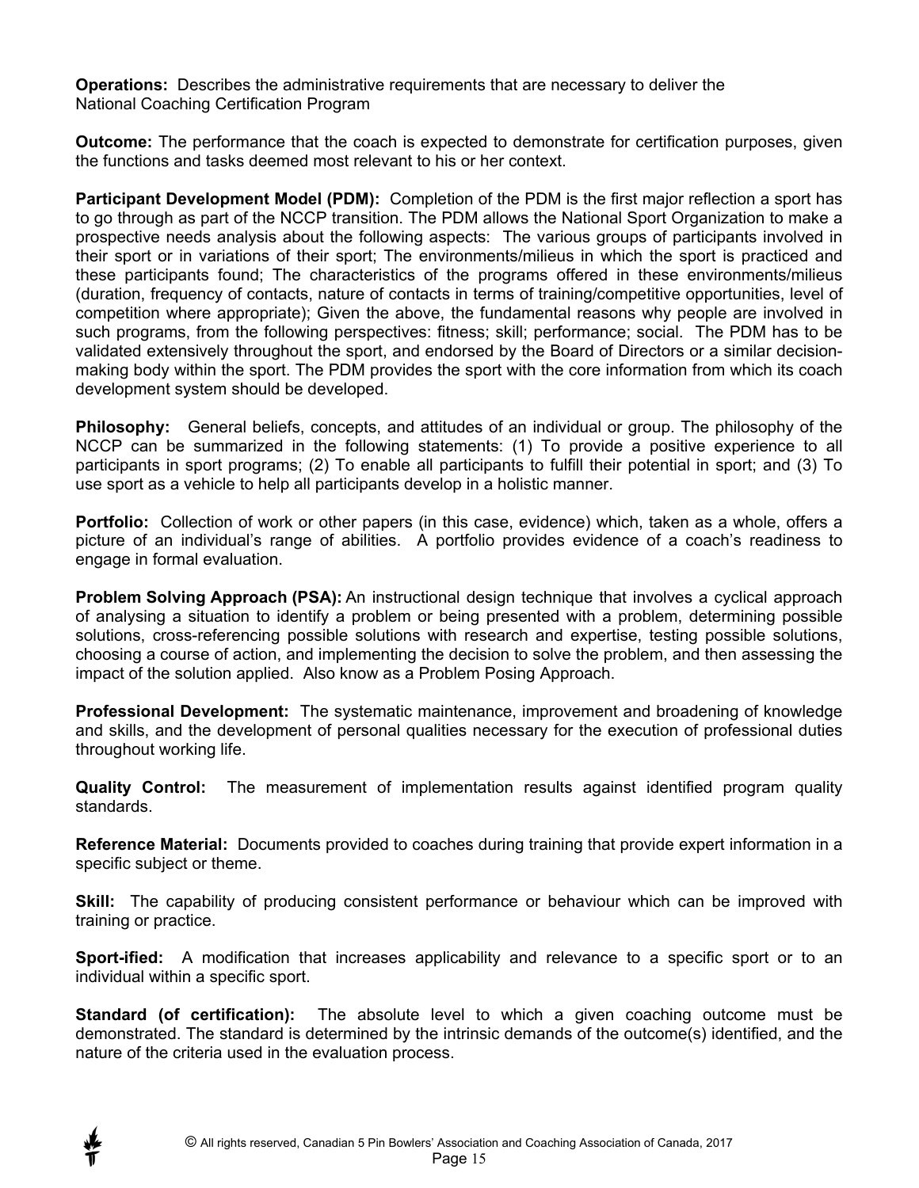**Operations:** Describes the administrative requirements that are necessary to deliver the National Coaching Certification Program

**Outcome:** The performance that the coach is expected to demonstrate for certification purposes, given the functions and tasks deemed most relevant to his or her context.

**Participant Development Model (PDM):** Completion of the PDM is the first major reflection a sport has to go through as part of the NCCP transition. The PDM allows the National Sport Organization to make a prospective needs analysis about the following aspects: The various groups of participants involved in their sport or in variations of their sport; The environments/milieus in which the sport is practiced and these participants found; The characteristics of the programs offered in these environments/milieus (duration, frequency of contacts, nature of contacts in terms of training/competitive opportunities, level of competition where appropriate); Given the above, the fundamental reasons why people are involved in such programs, from the following perspectives: fitness; skill; performance; social. The PDM has to be validated extensively throughout the sport, and endorsed by the Board of Directors or a similar decision-making body within the sport. The PDM provides the sport with the core information from which its coach development system should be developed.

**Philosophy:** General beliefs, concepts, and attitudes of an individual or group. The philosophy of the NCCP can be summarized in the following statements: (1) To provide a positive experience to all participants in sport programs; (2) To enable all participants to fulfill their potential in sport; and (3) To use sport as a vehicle to help all participants develop in a holistic manner.

**Portfolio:** Collection of work or other papers (in this case, evidence) which, taken as a whole, offers a picture of an individual's range of abilities. A portfolio provides evidence of a coach's readiness to engage in formal evaluation.

**Problem Solving Approach (PSA):** An instructional design technique that involves a cyclical approach of analysing a situation to identify a problem or being presented with a problem, determining possible solutions, cross-referencing possible solutions with research and expertise, testing possible solutions, choosing a course of action, and implementing the decision to solve the problem, and then assessing the impact of the solution applied. Also know as a Problem Posing Approach.

**Professional Development:** The systematic maintenance, improvement and broadening of knowledge and skills, and the development of personal qualities necessary for the execution of professional duties throughout working life.

**Quality Control:** The measurement of implementation results against identified program quality standards.

**Reference Material:** Documents provided to coaches during training that provide expert information in a specific subject or theme.

**Skill:** The capability of producing consistent performance or behaviour which can be improved with training or practice.

**Sport-ified:** A modification that increases applicability and relevance to a specific sport or to an individual within a specific sport.

**Standard (of certification):** The absolute level to which a given coaching outcome must be demonstrated. The standard is determined by the intrinsic demands of the outcome(s) identified, and the nature of the criteria used in the evaluation process.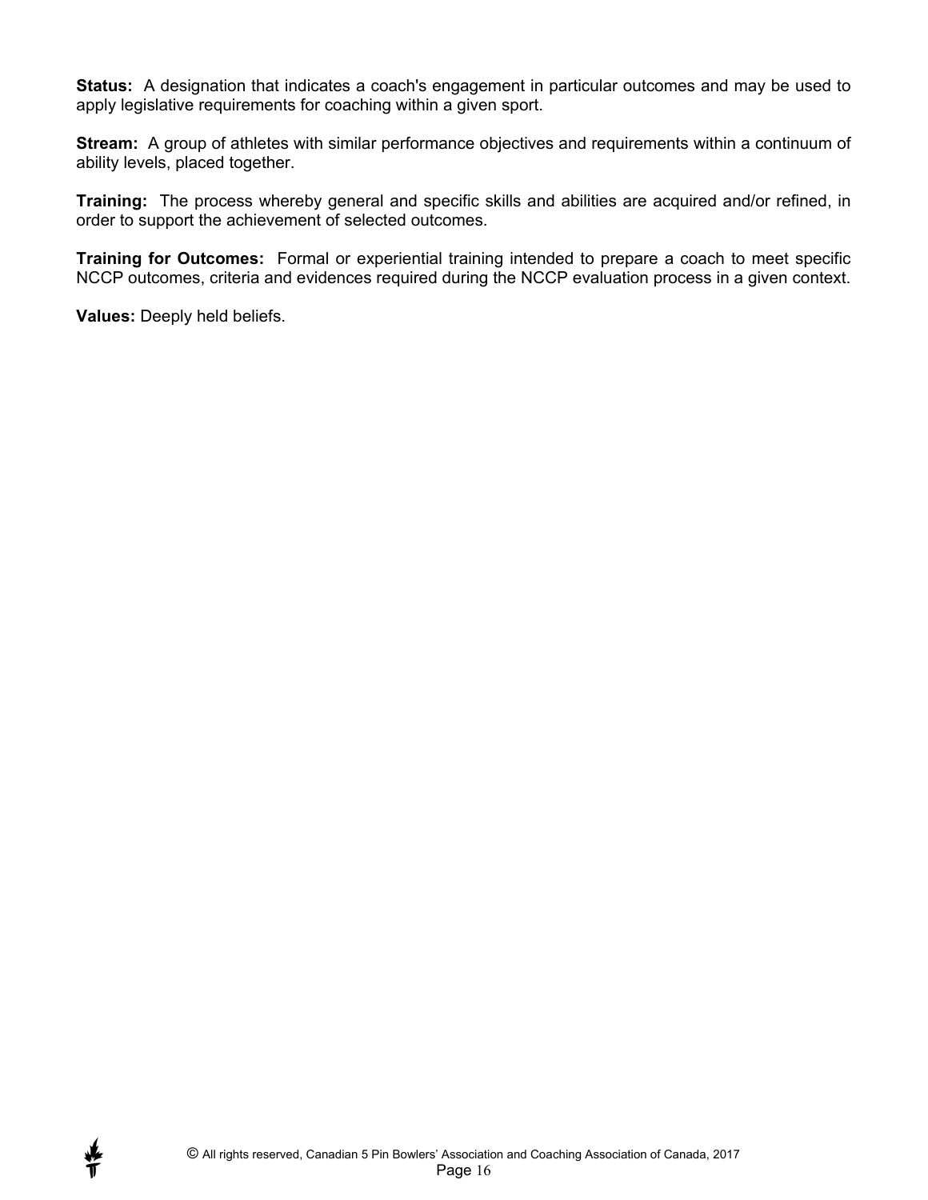**Status:** A designation that indicates a coach's engagement in particular outcomes and may be used to apply legislative requirements for coaching within a given sport.

**Stream:** A group of athletes with similar performance objectives and requirements within a continuum of ability levels, placed together.

**Training:** The process whereby general and specific skills and abilities are acquired and/or refined, in order to support the achievement of selected outcomes.

**Training for Outcomes:** Formal or experiential training intended to prepare a coach to meet specific NCCP outcomes, criteria and evidences required during the NCCP evaluation process in a given context.

**Values:** Deeply held beliefs.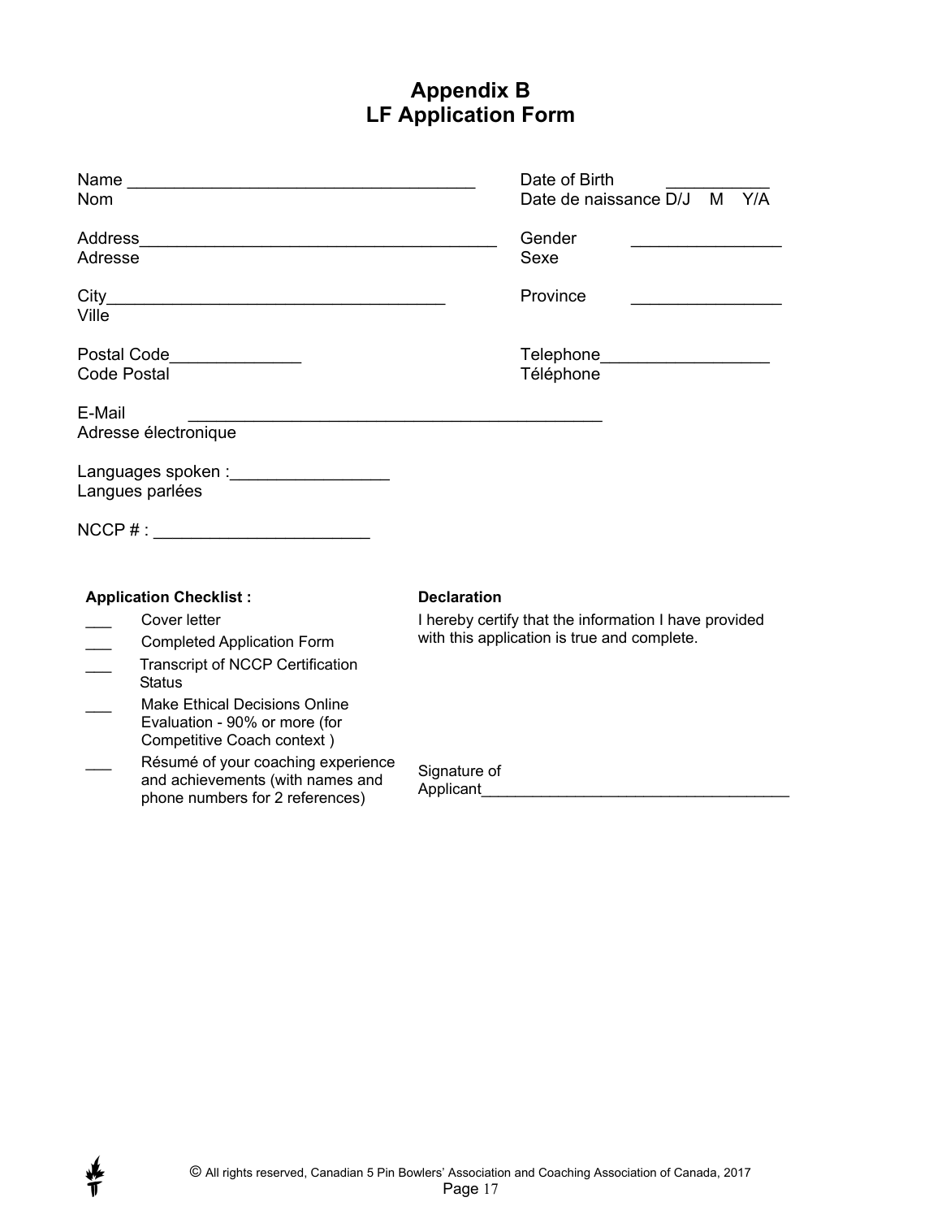# Appendix B
# LF Application Form

Name ____________________________________
Nom

Date of Birth ___________
Date de naissance D/J M Y/A

Address______________________________________
Adresse

Gender ________________
Sexe

City____________________________________
Ville

Province ________________

Postal Code______________
Code Postal

Telephone__________________
Téléphone

E-Mail ____________________________________________
Adresse électronique

Languages spoken :_________________
Langues parlées

NCCP # : _______________________

**Application Checklist :**

- ___ Cover letter
- ___ Completed Application Form
- ___ Transcript of NCCP Certification Status
- ___ Make Ethical Decisions Online Evaluation - 90% or more (for Competitive Coach context )
- ___ Résumé of your coaching experience and achievements (with names and phone numbers for 2 references)

**Declaration**

I hereby certify that the information I have provided with this application is true and complete.

Signature of Applicant___________________________________

© All rights reserved, Canadian 5 Pin Bowlers' Association and Coaching Association of Canada, 2017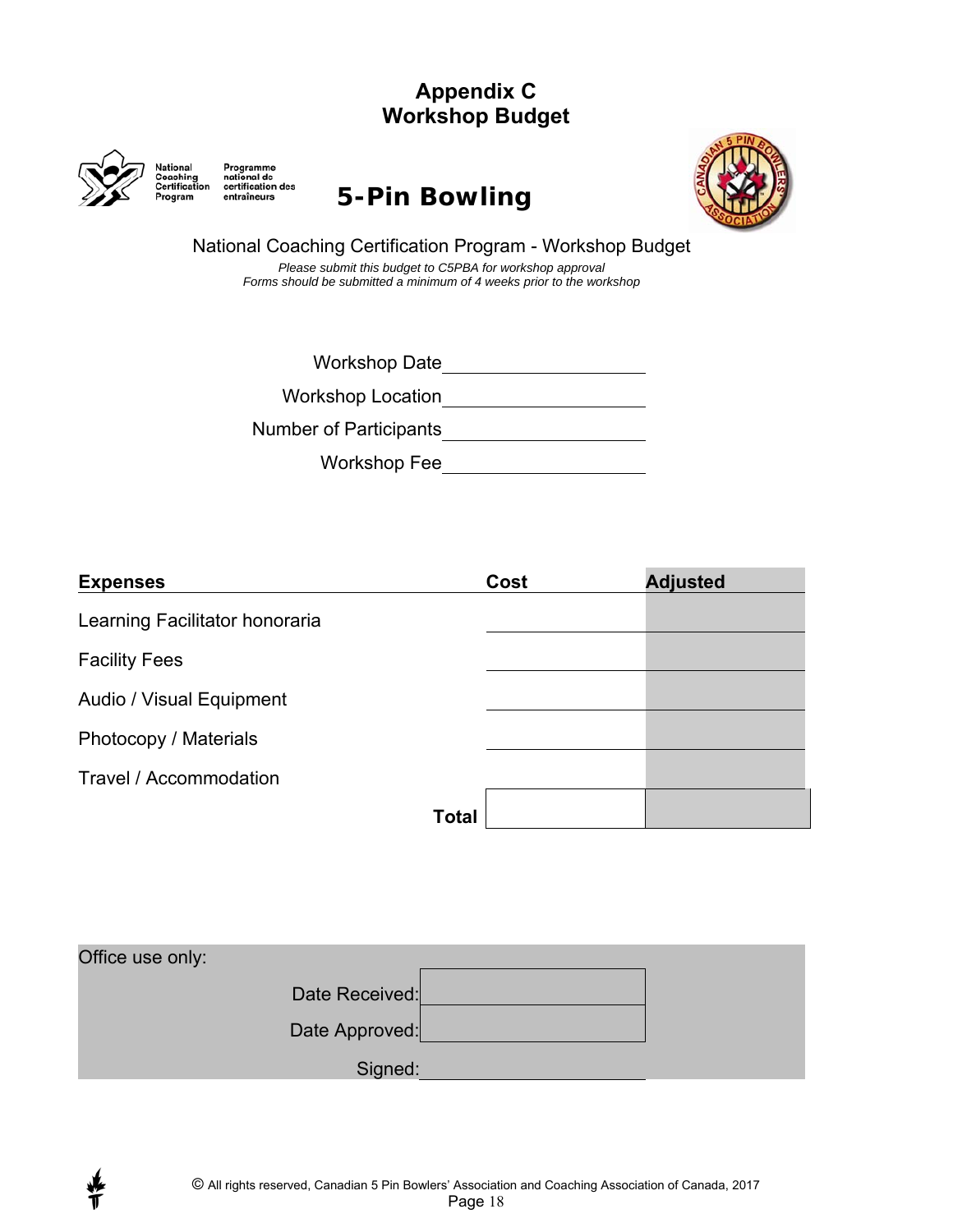# Appendix C
# Workshop Budget

National Coaching Certification Program / Programme national de certification des entraîneurs

## 5-Pin Bowling

National Coaching Certification Program - Workshop Budget

*Please submit this budget to C5PBA for workshop approval*
*Forms should be submitted a minimum of 4 weeks prior to the workshop*

Workshop Date \_\_\_\_\_\_\_\_\_\_\_\_\_\_\_\_\_\_\_\_

Workshop Location \_\_\_\_\_\_\_\_\_\_\_\_\_\_\_\_\_\_\_\_

Number of Participants \_\_\_\_\_\_\_\_\_\_\_\_\_\_\_\_\_\_\_\_

Workshop Fee \_\_\_\_\_\_\_\_\_\_\_\_\_\_\_\_\_\_\_\_

| **Expenses** | **Cost** | **Adjusted** |
|---|---|---|
| Learning Facilitator honoraria | | |
| Facility Fees | | |
| Audio / Visual Equipment | | |
| Photocopy / Materials | | |
| Travel / Accommodation | | |
| **Total** | | |

Office use only:

| | |
|---|---|
| Date Received: | |
| Date Approved: | |
| Signed: | |

© All rights reserved, Canadian 5 Pin Bowlers' Association and Coaching Association of Canada, 2017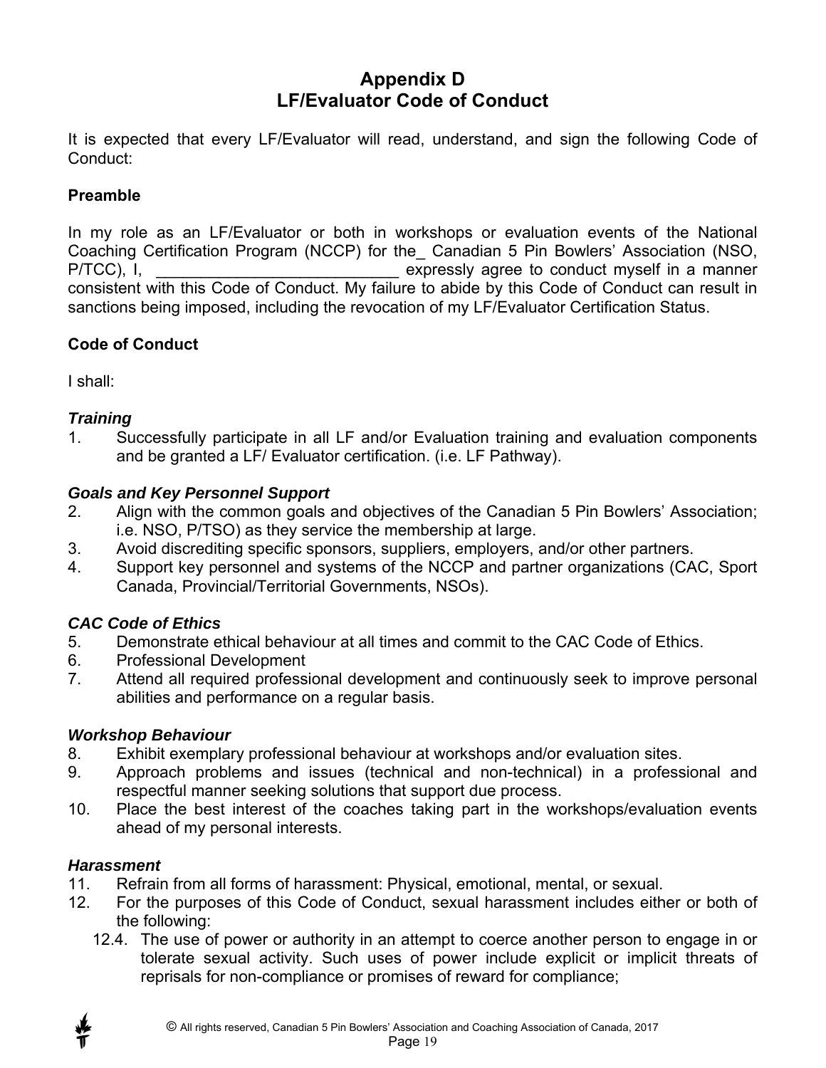# Appendix D
# LF/Evaluator Code of Conduct

It is expected that every LF/Evaluator will read, understand, and sign the following Code of Conduct:

### Preamble

In my role as an LF/Evaluator or both in workshops or evaluation events of the National Coaching Certification Program (NCCP) for the_ Canadian 5 Pin Bowlers' Association (NSO, P/TCC), I, __________________________ expressly agree to conduct myself in a manner consistent with this Code of Conduct. My failure to abide by this Code of Conduct can result in sanctions being imposed, including the revocation of my LF/Evaluator Certification Status.

### Code of Conduct

I shall:

***Training***

1. Successfully participate in all LF and/or Evaluation training and evaluation components and be granted a LF/ Evaluator certification. (i.e. LF Pathway).

***Goals and Key Personnel Support***

2. Align with the common goals and objectives of the Canadian 5 Pin Bowlers' Association; i.e. NSO, P/TSO) as they service the membership at large.
3. Avoid discrediting specific sponsors, suppliers, employers, and/or other partners.
4. Support key personnel and systems of the NCCP and partner organizations (CAC, Sport Canada, Provincial/Territorial Governments, NSOs).

***CAC Code of Ethics***

5. Demonstrate ethical behaviour at all times and commit to the CAC Code of Ethics.
6. Professional Development
7. Attend all required professional development and continuously seek to improve personal abilities and performance on a regular basis.

***Workshop Behaviour***

8. Exhibit exemplary professional behaviour at workshops and/or evaluation sites.
9. Approach problems and issues (technical and non-technical) in a professional and respectful manner seeking solutions that support due process.
10. Place the best interest of the coaches taking part in the workshops/evaluation events ahead of my personal interests.

***Harassment***

11. Refrain from all forms of harassment: Physical, emotional, mental, or sexual.
12. For the purposes of this Code of Conduct, sexual harassment includes either or both of the following:
    - 12.4. The use of power or authority in an attempt to coerce another person to engage in or tolerate sexual activity. Such uses of power include explicit or implicit threats of reprisals for non-compliance or promises of reward for compliance;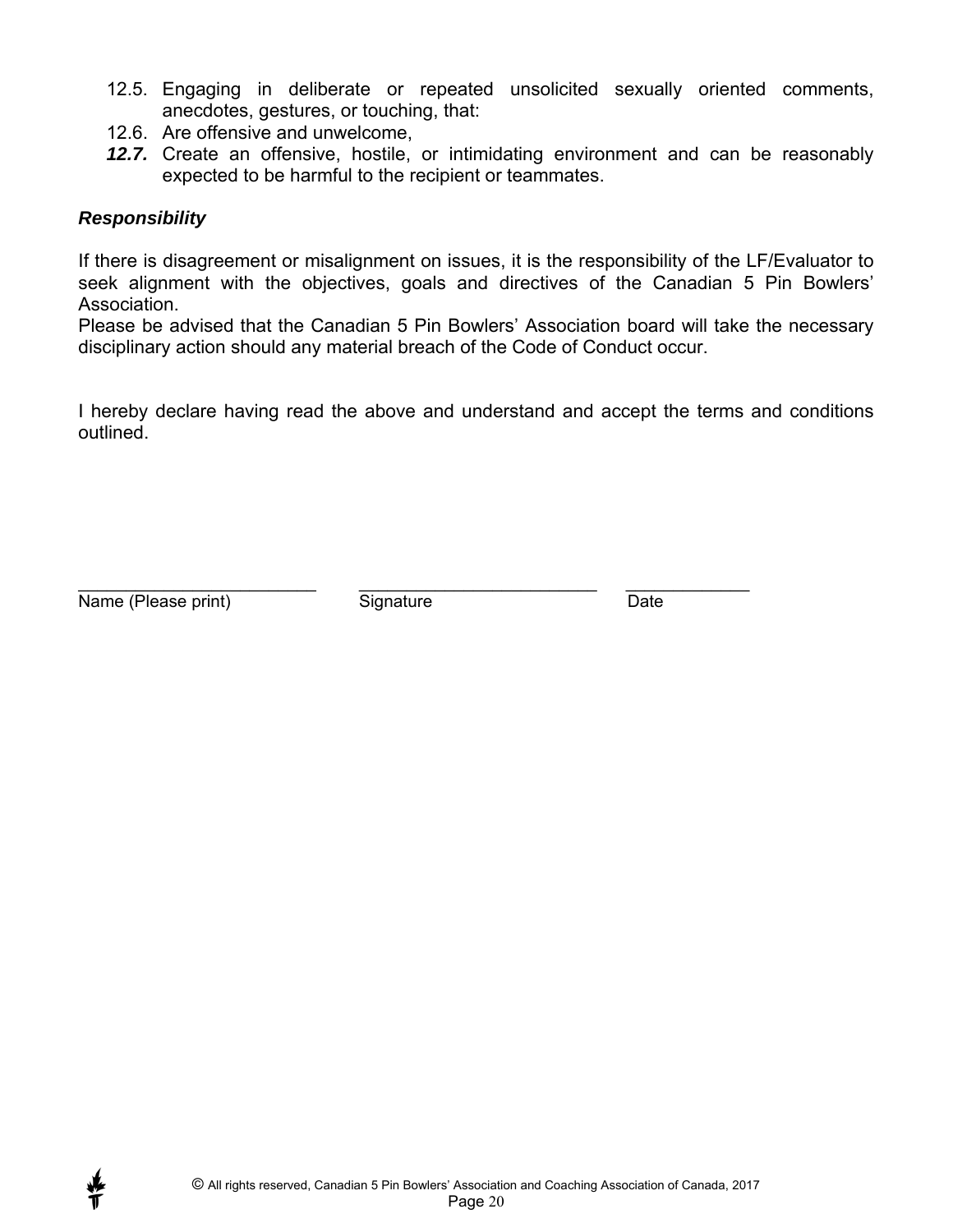12.5. Engaging in deliberate or repeated unsolicited sexually oriented comments, anecdotes, gestures, or touching, that:
12.6. Are offensive and unwelcome,
***12.7.*** Create an offensive, hostile, or intimidating environment and can be reasonably expected to be harmful to the recipient or teammates.

### *Responsibility*

If there is disagreement or misalignment on issues, it is the responsibility of the LF/Evaluator to seek alignment with the objectives, goals and directives of the Canadian 5 Pin Bowlers' Association.
Please be advised that the Canadian 5 Pin Bowlers' Association board will take the necessary disciplinary action should any material breach of the Code of Conduct occur.

I hereby declare having read the above and understand and accept the terms and conditions outlined.

| ________________________ | ________________________ | ____________ |
|---|---|---|
| Name (Please print) | Signature | Date |

© All rights reserved, Canadian 5 Pin Bowlers' Association and Coaching Association of Canada, 2017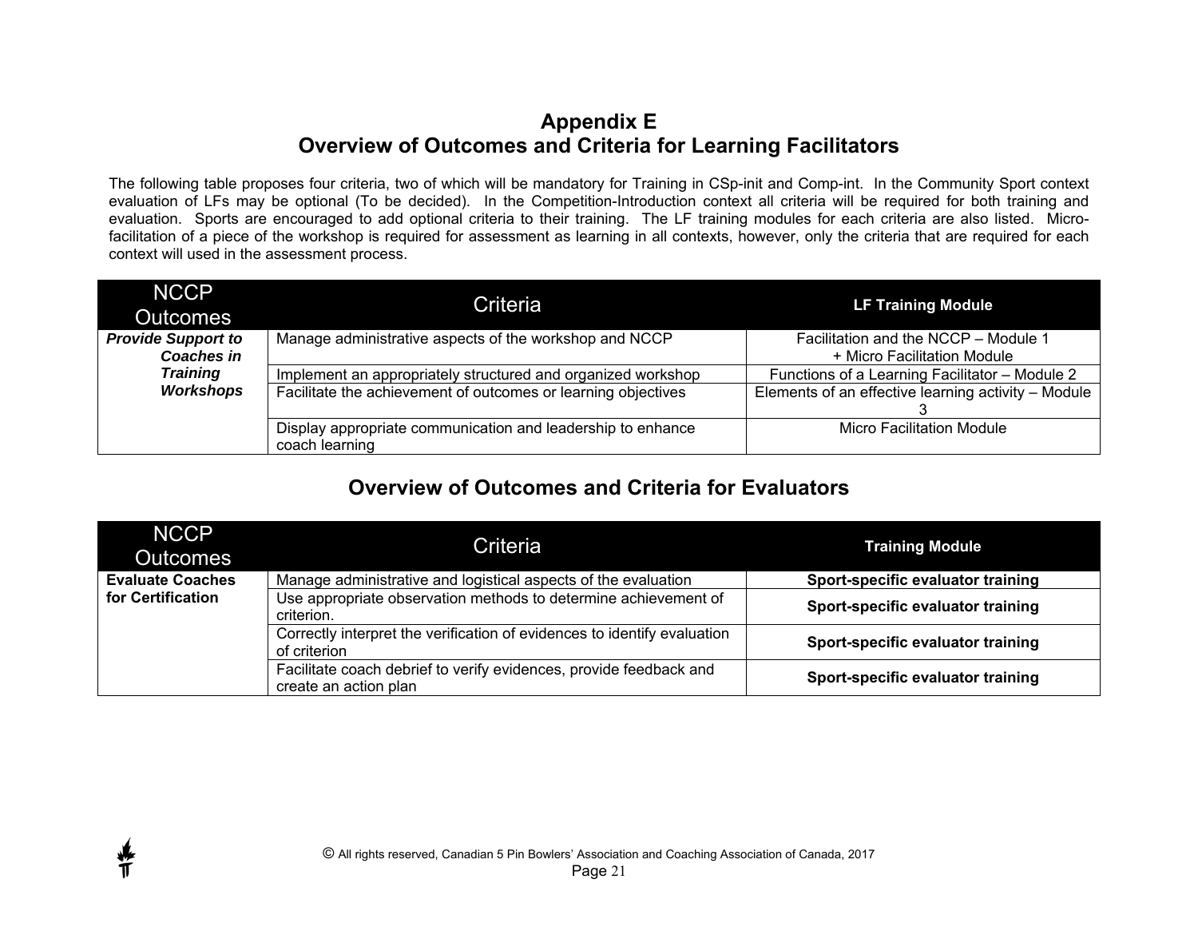# Appendix E
# Overview of Outcomes and Criteria for Learning Facilitators

The following table proposes four criteria, two of which will be mandatory for Training in CSp-init and Comp-int. In the Community Sport context evaluation of LFs may be optional (To be decided). In the Competition-Introduction context all criteria will be required for both training and evaluation. Sports are encouraged to add optional criteria to their training. The LF training modules for each criteria are also listed. Micro-facilitation of a piece of the workshop is required for assessment as learning in all contexts, however, only the criteria that are required for each context will used in the assessment process.

| NCCP Outcomes | Criteria | LF Training Module |
|---|---|---|
| ***Provide Support to Coaches in Training Workshops*** | Manage administrative aspects of the workshop and NCCP | Facilitation and the NCCP – Module 1 + Micro Facilitation Module |
| | Implement an appropriately structured and organized workshop | Functions of a Learning Facilitator – Module 2 |
| | Facilitate the achievement of outcomes or learning objectives | Elements of an effective learning activity – Module 3 |
| | Display appropriate communication and leadership to enhance coach learning | Micro Facilitation Module |

## Overview of Outcomes and Criteria for Evaluators

| NCCP Outcomes | Criteria | Training Module |
|---|---|---|
| **Evaluate Coaches for Certification** | Manage administrative and logistical aspects of the evaluation | **Sport-specific evaluator training** |
| | Use appropriate observation methods to determine achievement of criterion. | **Sport-specific evaluator training** |
| | Correctly interpret the verification of evidences to identify evaluation of criterion | **Sport-specific evaluator training** |
| | Facilitate coach debrief to verify evidences, provide feedback and create an action plan | **Sport-specific evaluator training** |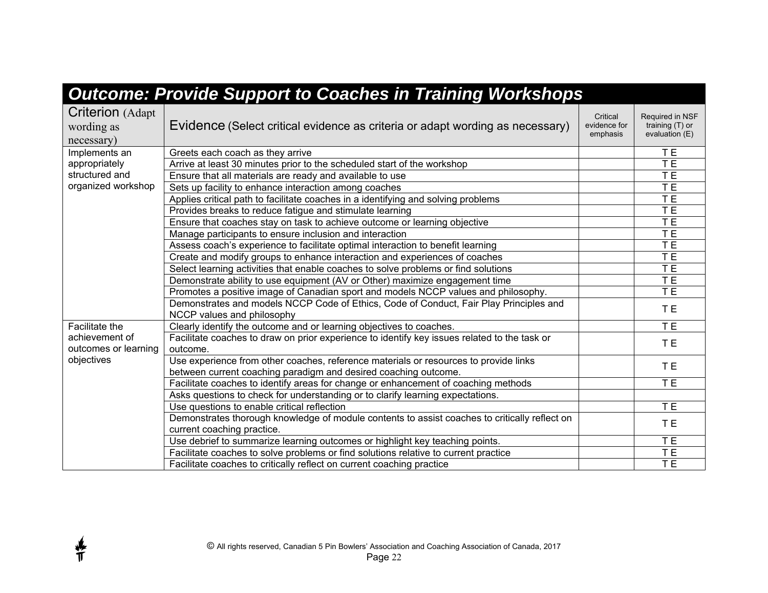## Outcome: Provide Support to Coaches in Training Workshops

| Criterion (Adapt wording as necessary) | Evidence (Select critical evidence as criteria or adapt wording as necessary) | Critical evidence for emphasis | Required in NSF training (T) or evaluation (E) |
|---|---|---|---|
| Implements an appropriately structured and organized workshop | Greets each coach as they arrive | | T E |
| | Arrive at least 30 minutes prior to the scheduled start of the workshop | | T E |
| | Ensure that all materials are ready and available to use | | T E |
| | Sets up facility to enhance interaction among coaches | | T E |
| | Applies critical path to facilitate coaches in a identifying and solving problems | | T E |
| | Provides breaks to reduce fatigue and stimulate learning | | T E |
| | Ensure that coaches stay on task to achieve outcome or learning objective | | T E |
| | Manage participants to ensure inclusion and interaction | | T E |
| | Assess coach's experience to facilitate optimal interaction to benefit learning | | T E |
| | Create and modify groups to enhance interaction and experiences of coaches | | T E |
| | Select learning activities that enable coaches to solve problems or find solutions | | T E |
| | Demonstrate ability to use equipment (AV or Other) maximize engagement time | | T E |
| | Promotes a positive image of Canadian sport and models NCCP values and philosophy. | | T E |
| | Demonstrates and models NCCP Code of Ethics, Code of Conduct, Fair Play Principles and NCCP values and philosophy | | T E |
| Facilitate the achievement of outcomes or learning objectives | Clearly identify the outcome and or learning objectives to coaches. | | T E |
| | Facilitate coaches to draw on prior experience to identify key issues related to the task or outcome. | | T E |
| | Use experience from other coaches, reference materials or resources to provide links between current coaching paradigm and desired coaching outcome. | | T E |
| | Facilitate coaches to identify areas for change or enhancement of coaching methods | | T E |
| | Asks questions to check for understanding or to clarify learning expectations. | | |
| | Use questions to enable critical reflection | | T E |
| | Demonstrates thorough knowledge of module contents to assist coaches to critically reflect on current coaching practice. | | T E |
| | Use debrief to summarize learning outcomes or highlight key teaching points. | | T E |
| | Facilitate coaches to solve problems or find solutions relative to current practice | | T E |
| | Facilitate coaches to critically reflect on current coaching practice | | T E |

© All rights reserved, Canadian 5 Pin Bowlers' Association and Coaching Association of Canada, 2017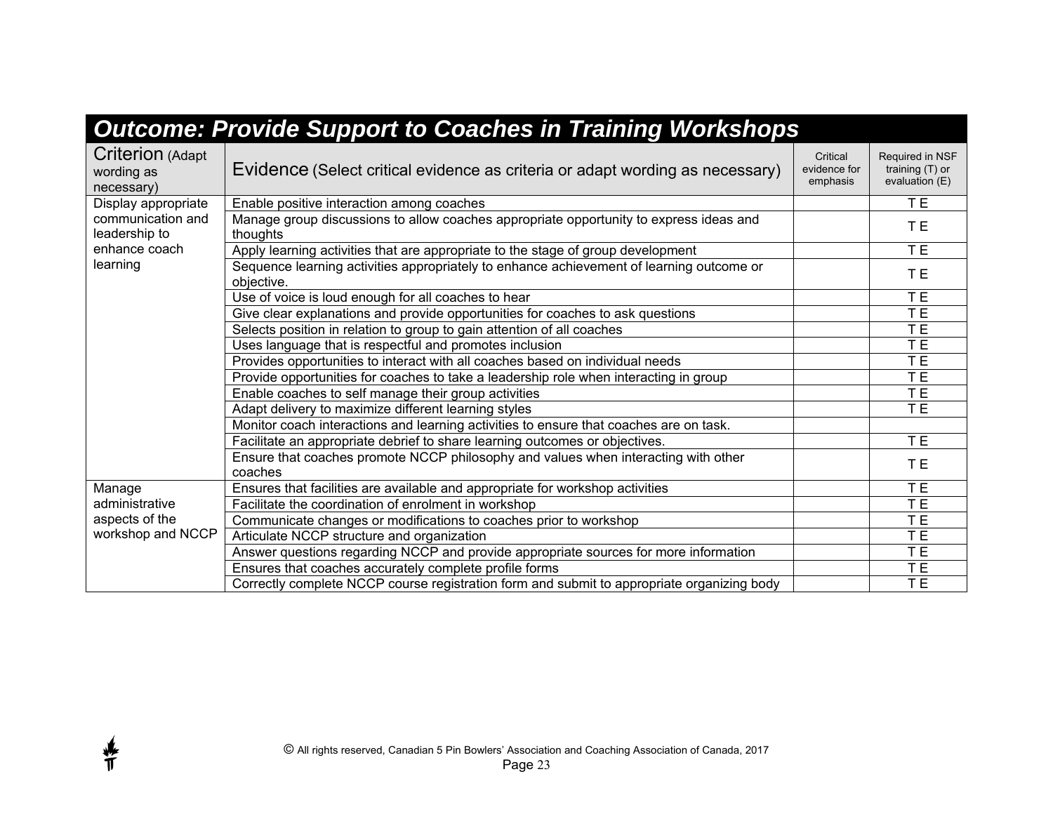## *Outcome: Provide Support to Coaches in Training Workshops*

| Criterion (Adapt wording as necessary) | Evidence (Select critical evidence as criteria or adapt wording as necessary) | Critical evidence for emphasis | Required in NSF training (T) or evaluation (E) |
|---|---|---|---|
| Display appropriate communication and leadership to enhance coach learning | Enable positive interaction among coaches | | T E |
| | Manage group discussions to allow coaches appropriate opportunity to express ideas and thoughts | | T E |
| | Apply learning activities that are appropriate to the stage of group development | | T E |
| | Sequence learning activities appropriately to enhance achievement of learning outcome or objective. | | T E |
| | Use of voice is loud enough for all coaches to hear | | T E |
| | Give clear explanations and provide opportunities for coaches to ask questions | | T E |
| | Selects position in relation to group to gain attention of all coaches | | T E |
| | Uses language that is respectful and promotes inclusion | | T E |
| | Provides opportunities to interact with all coaches based on individual needs | | T E |
| | Provide opportunities for coaches to take a leadership role when interacting in group | | T E |
| | Enable coaches to self manage their group activities | | T E |
| | Adapt delivery to maximize different learning styles | | T E |
| | Monitor coach interactions and learning activities to ensure that coaches are on task. | | |
| | Facilitate an appropriate debrief to share learning outcomes or objectives. | | T E |
| | Ensure that coaches promote NCCP philosophy and values when interacting with other coaches | | T E |
| Manage administrative aspects of the workshop and NCCP | Ensures that facilities are available and appropriate for workshop activities | | T E |
| | Facilitate the coordination of enrolment in workshop | | T E |
| | Communicate changes or modifications to coaches prior to workshop | | T E |
| | Articulate NCCP structure and organization | | T E |
| | Answer questions regarding NCCP and provide appropriate sources for more information | | T E |
| | Ensures that coaches accurately complete profile forms | | T E |
| | Correctly complete NCCP course registration form and submit to appropriate organizing body | | T E |

© All rights reserved, Canadian 5 Pin Bowlers' Association and Coaching Association of Canada, 2017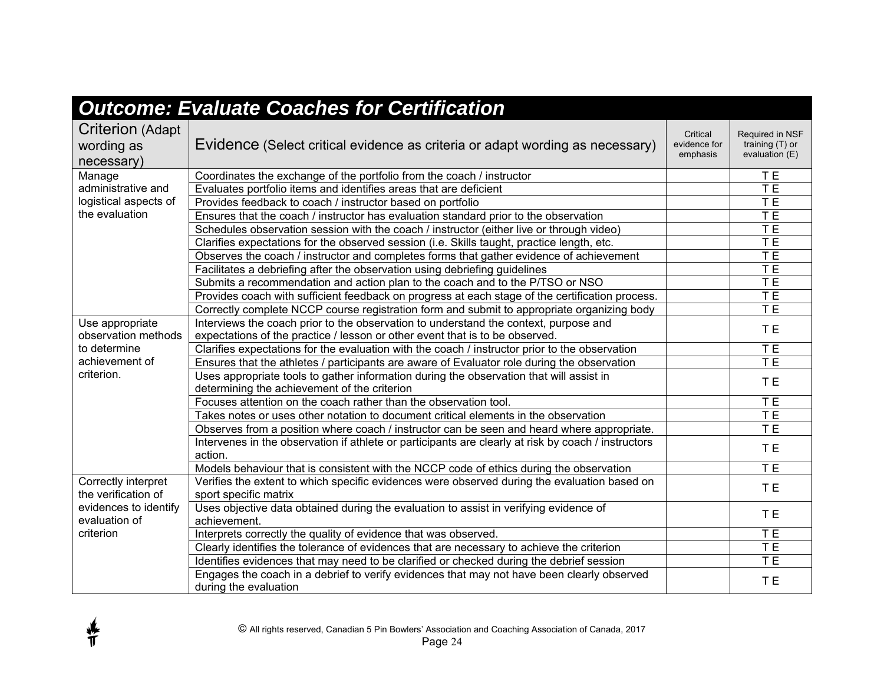## Outcome: Evaluate Coaches for Certification

| Criterion (Adapt wording as necessary) | Evidence (Select critical evidence as criteria or adapt wording as necessary) | Critical evidence for emphasis | Required in NSF training (T) or evaluation (E) |
|---|---|---|---|
| Manage administrative and logistical aspects of the evaluation | Coordinates the exchange of the portfolio from the coach / instructor | | T E |
| | Evaluates portfolio items and identifies areas that are deficient | | T E |
| | Provides feedback to coach / instructor based on portfolio | | T E |
| | Ensures that the coach / instructor has evaluation standard prior to the observation | | T E |
| | Schedules observation session with the coach / instructor (either live or through video) | | T E |
| | Clarifies expectations for the observed session (i.e. Skills taught, practice length, etc. | | T E |
| | Observes the coach / instructor and completes forms that gather evidence of achievement | | T E |
| | Facilitates a debriefing after the observation using debriefing guidelines | | T E |
| | Submits a recommendation and action plan to the coach and to the P/TSO or NSO | | T E |
| | Provides coach with sufficient feedback on progress at each stage of the certification process. | | T E |
| | Correctly complete NCCP course registration form and submit to appropriate organizing body | | T E |
| Use appropriate observation methods to determine achievement of criterion. | Interviews the coach prior to the observation to understand the context, purpose and expectations of the practice / lesson or other event that is to be observed. | | T E |
| | Clarifies expectations for the evaluation with the coach / instructor prior to the observation | | T E |
| | Ensures that the athletes / participants are aware of Evaluator role during the observation | | T E |
| | Uses appropriate tools to gather information during the observation that will assist in determining the achievement of the criterion | | T E |
| | Focuses attention on the coach rather than the observation tool. | | T E |
| | Takes notes or uses other notation to document critical elements in the observation | | T E |
| | Observes from a position where coach / instructor can be seen and heard where appropriate. | | T E |
| | Intervenes in the observation if athlete or participants are clearly at risk by coach / instructors action. | | T E |
| | Models behaviour that is consistent with the NCCP code of ethics during the observation | | T E |
| Correctly interpret the verification of evidences to identify evaluation of criterion | Verifies the extent to which specific evidences were observed during the evaluation based on sport specific matrix | | T E |
| | Uses objective data obtained during the evaluation to assist in verifying evidence of achievement. | | T E |
| | Interprets correctly the quality of evidence that was observed. | | T E |
| | Clearly identifies the tolerance of evidences that are necessary to achieve the criterion | | T E |
| | Identifies evidences that may need to be clarified or checked during the debrief session | | T E |
| | Engages the coach in a debrief to verify evidences that may not have been clearly observed during the evaluation | | T E |

© All rights reserved, Canadian 5 Pin Bowlers' Association and Coaching Association of Canada, 2017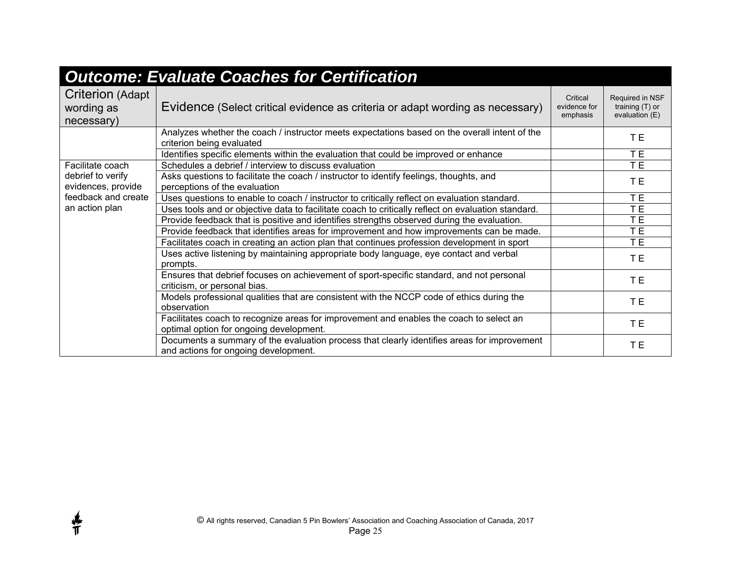## Outcome: Evaluate Coaches for Certification

| Criterion (Adapt wording as necessary) | Evidence (Select critical evidence as criteria or adapt wording as necessary) | Critical evidence for emphasis | Required in NSF training (T) or evaluation (E) |
|---|---|---|---|
| | Analyzes whether the coach / instructor meets expectations based on the overall intent of the criterion being evaluated | | T E |
| | Identifies specific elements within the evaluation that could be improved or enhance | | T E |
| Facilitate coach debrief to verify evidences, provide feedback and create an action plan | Schedules a debrief / interview to discuss evaluation | | T E |
| | Asks questions to facilitate the coach / instructor to identify feelings, thoughts, and perceptions of the evaluation | | T E |
| | Uses questions to enable to coach / instructor to critically reflect on evaluation standard. | | T E |
| | Uses tools and or objective data to facilitate coach to critically reflect on evaluation standard. | | T E |
| | Provide feedback that is positive and identifies strengths observed during the evaluation. | | T E |
| | Provide feedback that identifies areas for improvement and how improvements can be made. | | T E |
| | Facilitates coach in creating an action plan that continues profession development in sport | | T E |
| | Uses active listening by maintaining appropriate body language, eye contact and verbal prompts. | | T E |
| | Ensures that debrief focuses on achievement of sport-specific standard, and not personal criticism, or personal bias. | | T E |
| | Models professional qualities that are consistent with the NCCP code of ethics during the observation | | T E |
| | Facilitates coach to recognize areas for improvement and enables the coach to select an optimal option for ongoing development. | | T E |
| | Documents a summary of the evaluation process that clearly identifies areas for improvement and actions for ongoing development. | | T E |

© All rights reserved, Canadian 5 Pin Bowlers' Association and Coaching Association of Canada, 2017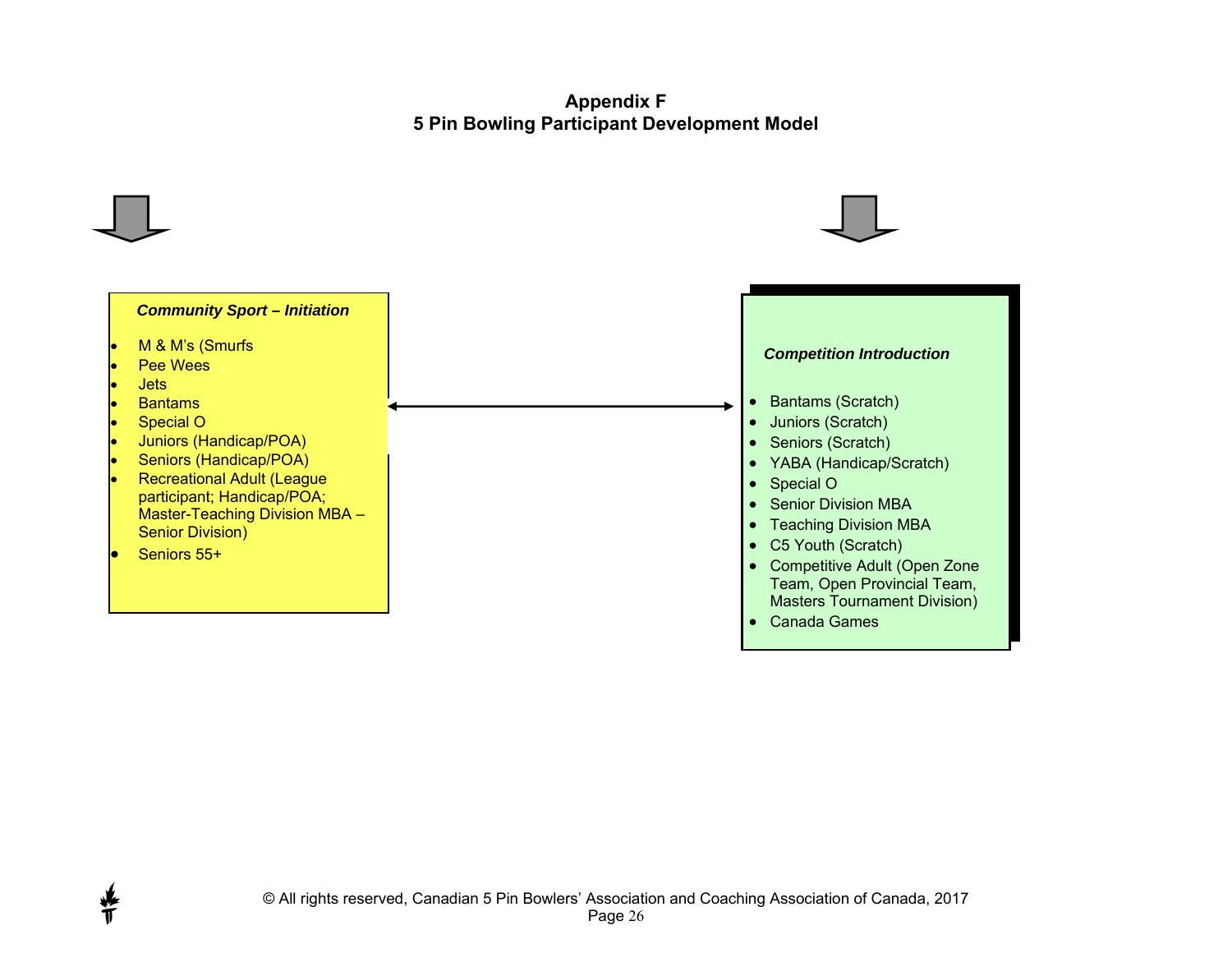# Appendix F
## 5 Pin Bowling Participant Development Model

***Community Sport – Initiation***

- M & M's (Smurfs
- Pee Wees
- Jets
- Bantams
- Special O
- Juniors (Handicap/POA)
- Seniors (Handicap/POA)
- Recreational Adult (League participant; Handicap/POA; Master-Teaching Division MBA – Senior Division)
- Seniors 55+

***Competition Introduction***

- Bantams (Scratch)
- Juniors (Scratch)
- Seniors (Scratch)
- YABA (Handicap/Scratch)
- Special O
- Senior Division MBA
- Teaching Division MBA
- C5 Youth (Scratch)
- Competitive Adult (Open Zone Team, Open Provincial Team, Masters Tournament Division)
- Canada Games

© All rights reserved, Canadian 5 Pin Bowlers' Association and Coaching Association of Canada, 2017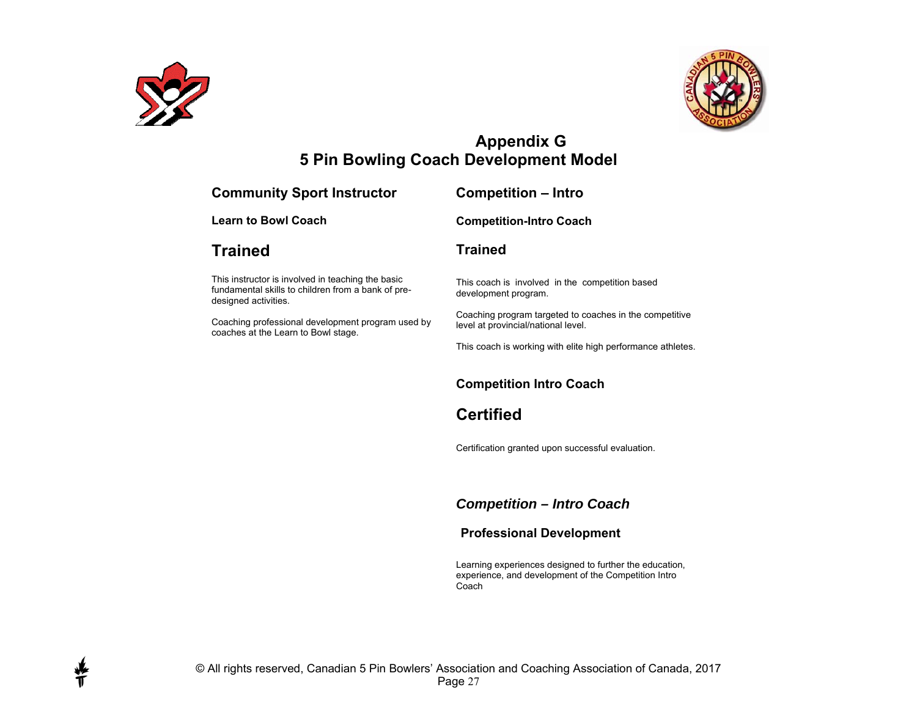# Appendix G
# 5 Pin Bowling Coach Development Model

## Community Sport Instructor

### Learn to Bowl Coach

## Trained

This instructor is involved in teaching the basic fundamental skills to children from a bank of pre-designed activities.

Coaching professional development program used by coaches at the Learn to Bowl stage.

## Competition – Intro

### Competition-Intro Coach

## Trained

This coach is involved in the competition based development program.

Coaching program targeted to coaches in the competitive level at provincial/national level.

This coach is working with elite high performance athletes.

### Competition Intro Coach

## Certified

Certification granted upon successful evaluation.

## *Competition – Intro Coach*

### Professional Development

Learning experiences designed to further the education, experience, and development of the Competition Intro Coach

© All rights reserved, Canadian 5 Pin Bowlers' Association and Coaching Association of Canada, 2017